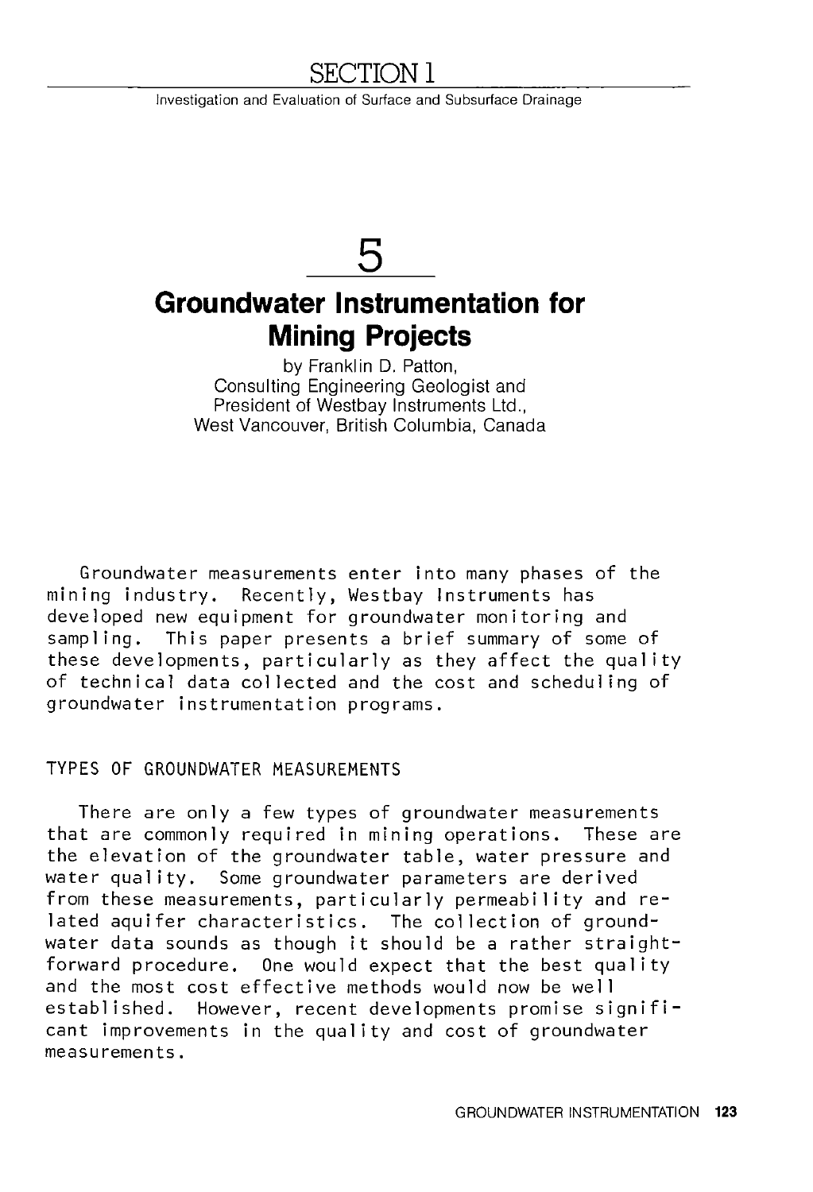# SECTION 1

Investigation and Evaluation of Surface and Subsurface Drainage

# 5

## Groundwater Instrumentation for Mining Projects

by Franklin D. Patton,
Consulting Engineering Geologist and
President of Westbay Instruments Ltd.,
West Vancouver, British Columbia, Canada

Groundwater measurements enter into many phases of the mining industry. Recently, Westbay Instruments has developed new equipment for groundwater monitoring and sampling. This paper presents a brief summary of some of these developments, particularly as they affect the quality of technical data collected and the cost and scheduling of groundwater instrumentation programs.

### TYPES OF GROUNDWATER MEASUREMENTS

There are only a few types of groundwater measurements that are commonly required in mining operations. These are the elevation of the groundwater table, water pressure and water quality. Some groundwater parameters are derived from these measurements, particularly permeability and related aquifer characteristics. The collection of groundwater data sounds as though it should be a rather straightforward procedure. One would expect that the best quality and the most cost effective methods would now be well established. However, recent developments promise significant improvements in the quality and cost of groundwater measurements.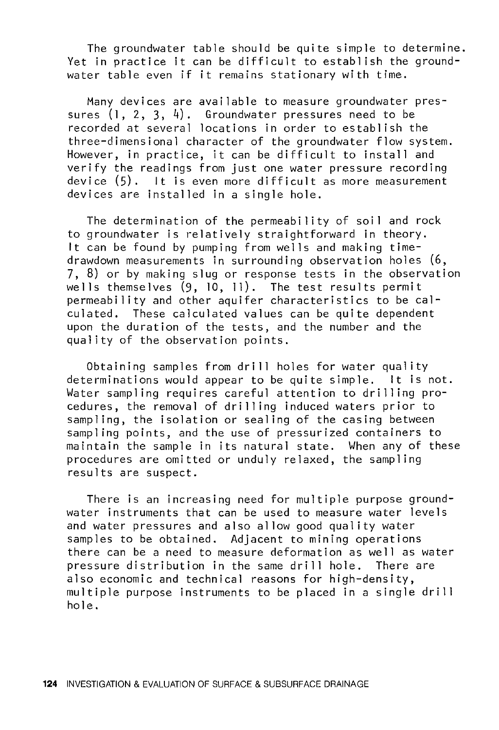The groundwater table should be quite simple to determine. Yet in practice it can be difficult to establish the groundwater table even if it remains stationary with time.

Many devices are available to measure groundwater pressures (1, 2, 3, 4). Groundwater pressures need to be recorded at several locations in order to establish the three-dimensional character of the groundwater flow system. However, in practice, it can be difficult to install and verify the readings from just one water pressure recording device (5). It is even more difficult as more measurement devices are installed in a single hole.

The determination of the permeability of soil and rock to groundwater is relatively straightforward in theory. It can be found by pumping from wells and making time-drawdown measurements in surrounding observation holes (6, 7, 8) or by making slug or response tests in the observation wells themselves (9, 10, 11). The test results permit permeability and other aquifer characteristics to be calculated. These calculated values can be quite dependent upon the duration of the tests, and the number and the quality of the observation points.

Obtaining samples from drill holes for water quality determinations would appear to be quite simple. It is not. Water sampling requires careful attention to drilling procedures, the removal of drilling induced waters prior to sampling, the isolation or sealing of the casing between sampling points, and the use of pressurized containers to maintain the sample in its natural state. When any of these procedures are omitted or unduly relaxed, the sampling results are suspect.

There is an increasing need for multiple purpose groundwater instruments that can be used to measure water levels and water pressures and also allow good quality water samples to be obtained. Adjacent to mining operations there can be a need to measure deformation as well as water pressure distribution in the same drill hole. There are also economic and technical reasons for high-density, multiple purpose instruments to be placed in a single drill hole.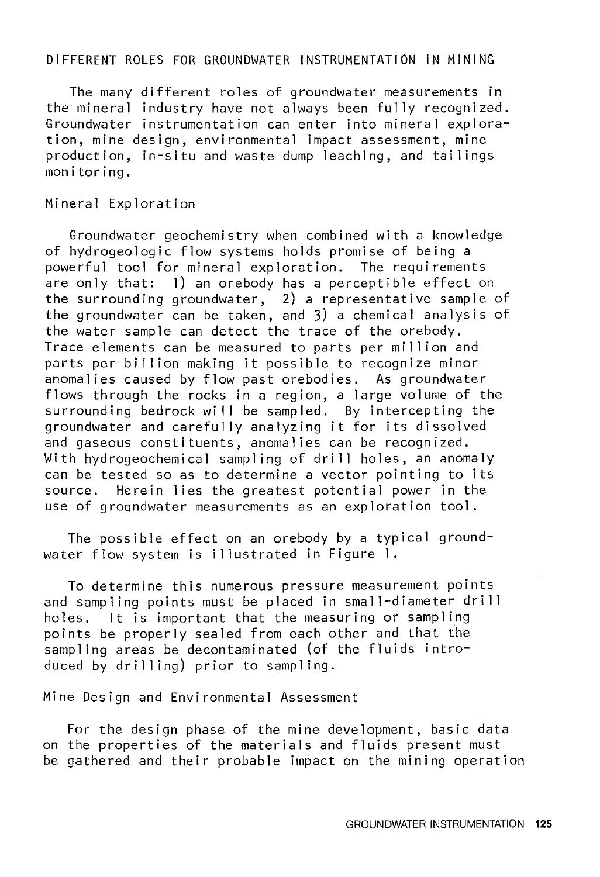## DIFFERENT ROLES FOR GROUNDWATER INSTRUMENTATION IN MINING

The many different roles of groundwater measurements in the mineral industry have not always been fully recognized. Groundwater instrumentation can enter into mineral exploration, mine design, environmental impact assessment, mine production, in-situ and waste dump leaching, and tailings monitoring.

### Mineral Exploration

Groundwater geochemistry when combined with a knowledge of hydrogeologic flow systems holds promise of being a powerful tool for mineral exploration. The requirements are only that: 1) an orebody has a perceptible effect on the surrounding groundwater, 2) a representative sample of the groundwater can be taken, and 3) a chemical analysis of the water sample can detect the trace of the orebody. Trace elements can be measured to parts per million and parts per billion making it possible to recognize minor anomalies caused by flow past orebodies. As groundwater flows through the rocks in a region, a large volume of the surrounding bedrock will be sampled. By intercepting the groundwater and carefully analyzing it for its dissolved and gaseous constituents, anomalies can be recognized. With hydrogeochemical sampling of drill holes, an anomaly can be tested so as to determine a vector pointing to its source. Herein lies the greatest potential power in the use of groundwater measurements as an exploration tool.

The possible effect on an orebody by a typical groundwater flow system is illustrated in Figure 1.

To determine this numerous pressure measurement points and sampling points must be placed in small-diameter drill holes. It is important that the measuring or sampling points be properly sealed from each other and that the sampling areas be decontaminated (of the fluids introduced by drilling) prior to sampling.

### Mine Design and Environmental Assessment

For the design phase of the mine development, basic data on the properties of the materials and fluids present must be gathered and their probable impact on the mining operation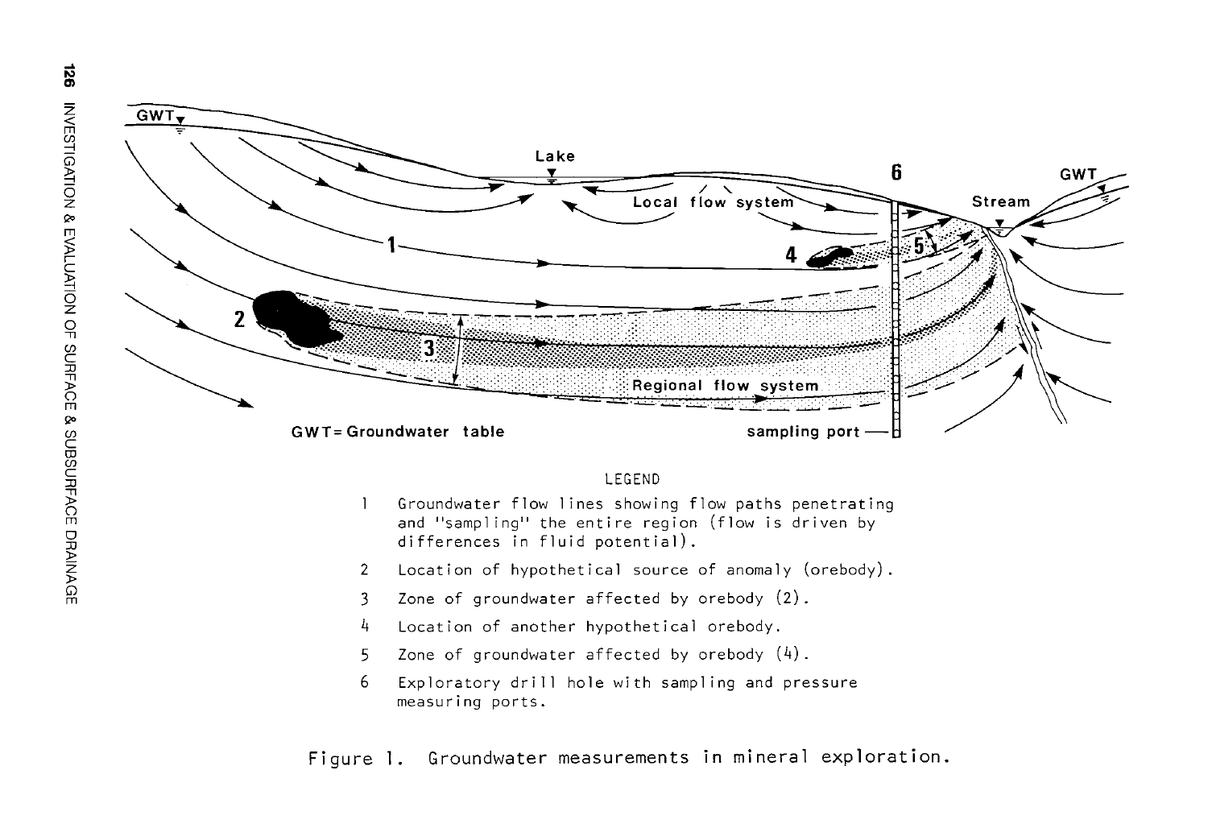LEGEND

1 Groundwater flow lines showing flow paths penetrating and "sampling" the entire region (flow is driven by differences in fluid potential).

2 Location of hypothetical source of anomaly (orebody).

3 Zone of groundwater affected by orebody (2).

4 Location of another hypothetical orebody.

5 Zone of groundwater affected by orebody (4).

6 Exploratory drill hole with sampling and pressure measuring ports.

Figure 1. Groundwater measurements in mineral exploration.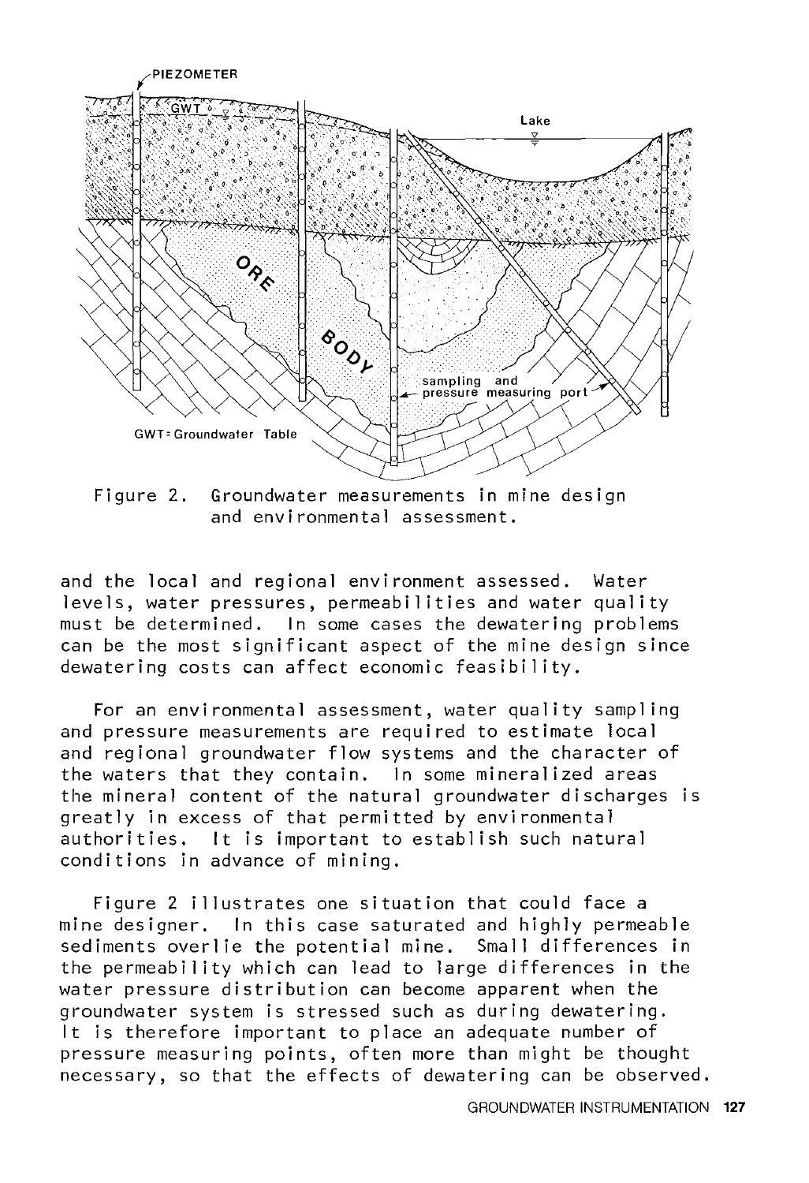Figure 2. Groundwater measurements in mine design and environmental assessment.

and the local and regional environment assessed. Water levels, water pressures, permeabilities and water quality must be determined. In some cases the dewatering problems can be the most significant aspect of the mine design since dewatering costs can affect economic feasibility.

For an environmental assessment, water quality sampling and pressure measurements are required to estimate local and regional groundwater flow systems and the character of the waters that they contain. In some mineralized areas the mineral content of the natural groundwater discharges is greatly in excess of that permitted by environmental authorities. It is important to establish such natural conditions in advance of mining.

Figure 2 illustrates one situation that could face a mine designer. In this case saturated and highly permeable sediments overlie the potential mine. Small differences in the permeability which can lead to large differences in the water pressure distribution can become apparent when the groundwater system is stressed such as during dewatering. It is therefore important to place an adequate number of pressure measuring points, often more than might be thought necessary, so that the effects of dewatering can be observed.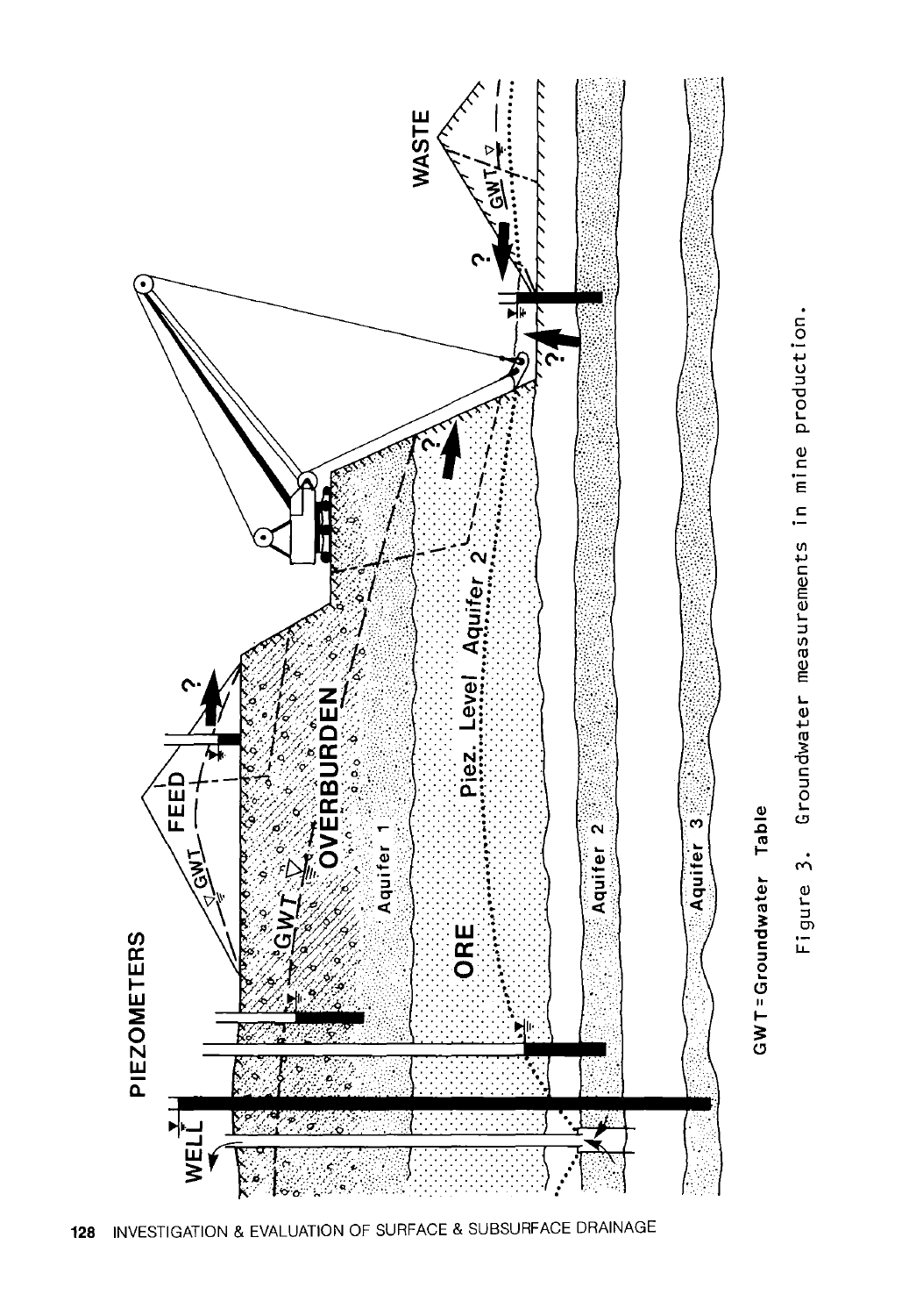GWT=Groundwater Table

Figure 3. Groundwater measurements in mine production.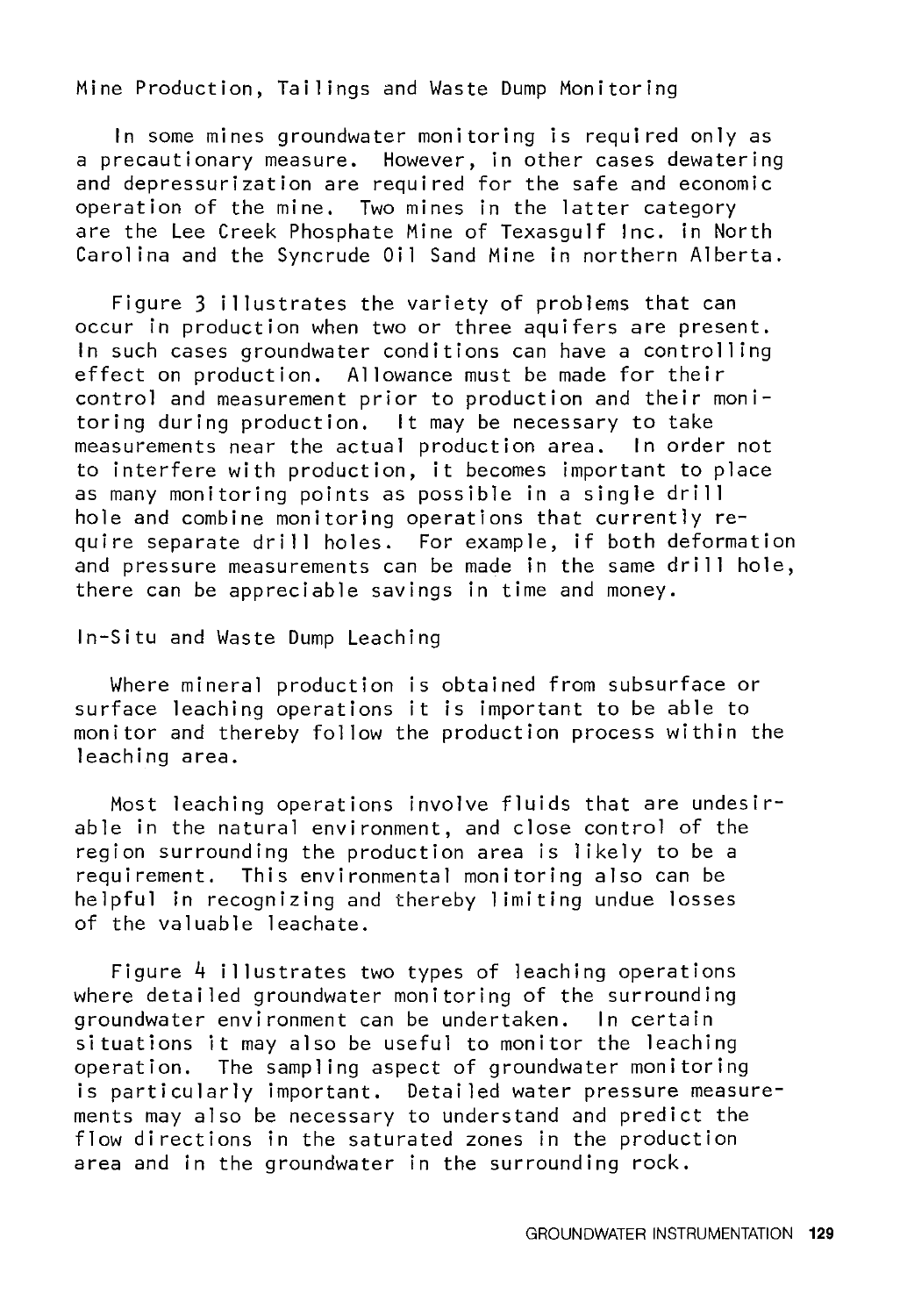## Mine Production, Tailings and Waste Dump Monitoring

In some mines groundwater monitoring is required only as a precautionary measure. However, in other cases dewatering and depressurization are required for the safe and economic operation of the mine. Two mines in the latter category are the Lee Creek Phosphate Mine of Texasgulf Inc. in North Carolina and the Syncrude Oil Sand Mine in northern Alberta.

Figure 3 illustrates the variety of problems that can occur in production when two or three aquifers are present. In such cases groundwater conditions can have a controlling effect on production. Allowance must be made for their control and measurement prior to production and their monitoring during production. It may be necessary to take measurements near the actual production area. In order not to interfere with production, it becomes important to place as many monitoring points as possible in a single drill hole and combine monitoring operations that currently require separate drill holes. For example, if both deformation and pressure measurements can be made in the same drill hole, there can be appreciable savings in time and money.

## In-Situ and Waste Dump Leaching

Where mineral production is obtained from subsurface or surface leaching operations it is important to be able to monitor and thereby follow the production process within the leaching area.

Most leaching operations involve fluids that are undesirable in the natural environment, and close control of the region surrounding the production area is likely to be a requirement. This environmental monitoring also can be helpful in recognizing and thereby limiting undue losses of the valuable leachate.

Figure 4 illustrates two types of leaching operations where detailed groundwater monitoring of the surrounding groundwater environment can be undertaken. In certain situations it may also be useful to monitor the leaching operation. The sampling aspect of groundwater monitoring is particularly important. Detailed water pressure measurements may also be necessary to understand and predict the flow directions in the saturated zones in the production area and in the groundwater in the surrounding rock.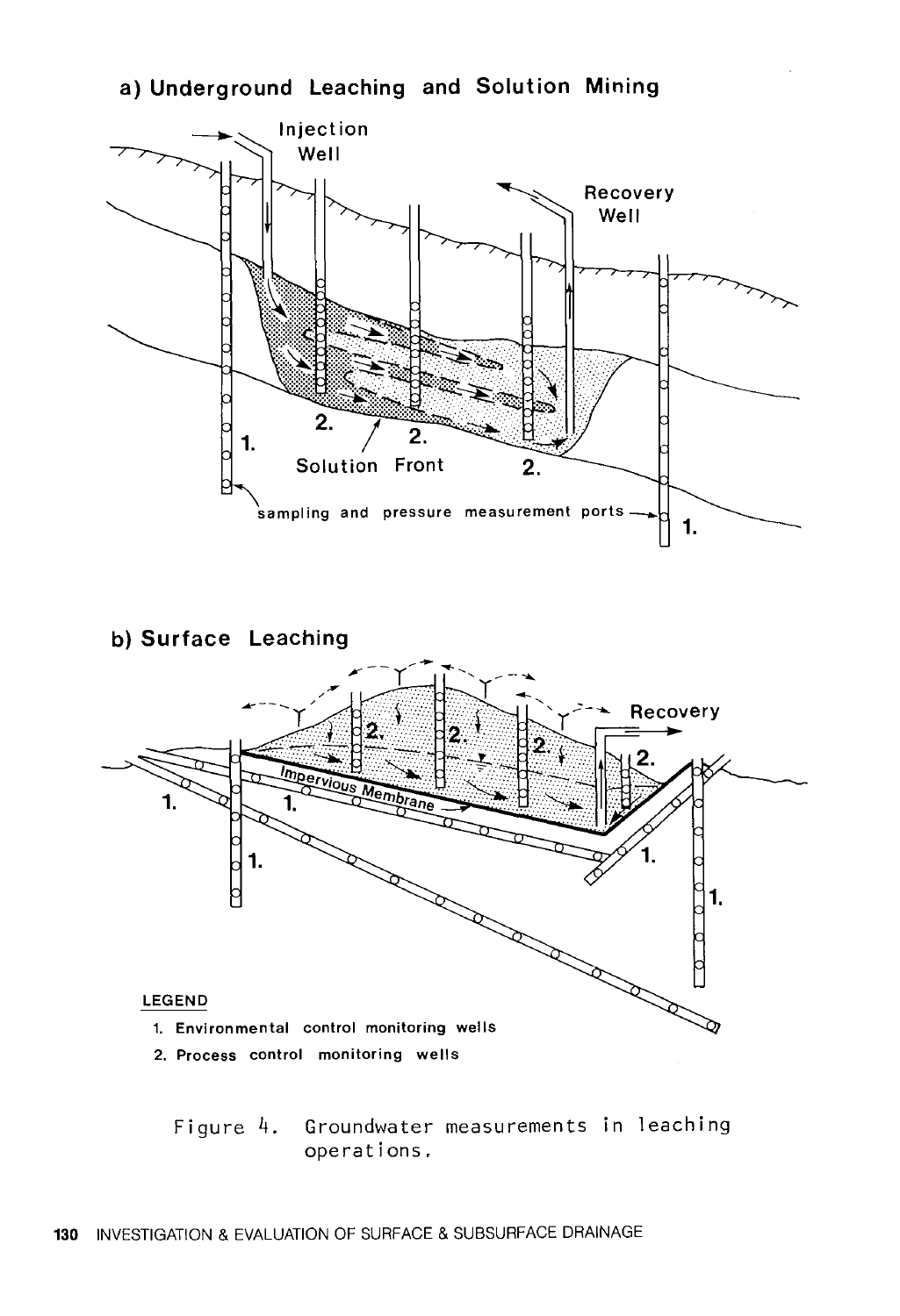## a) Underground Leaching and Solution Mining

Injection Well

Recovery Well

Solution Front

sampling and pressure measurement ports

## b) Surface Leaching

Recovery

Impervious Membrane

LEGEND

1. Environmental control monitoring wells
2. Process control monitoring wells

Figure 4. Groundwater measurements in leaching operations.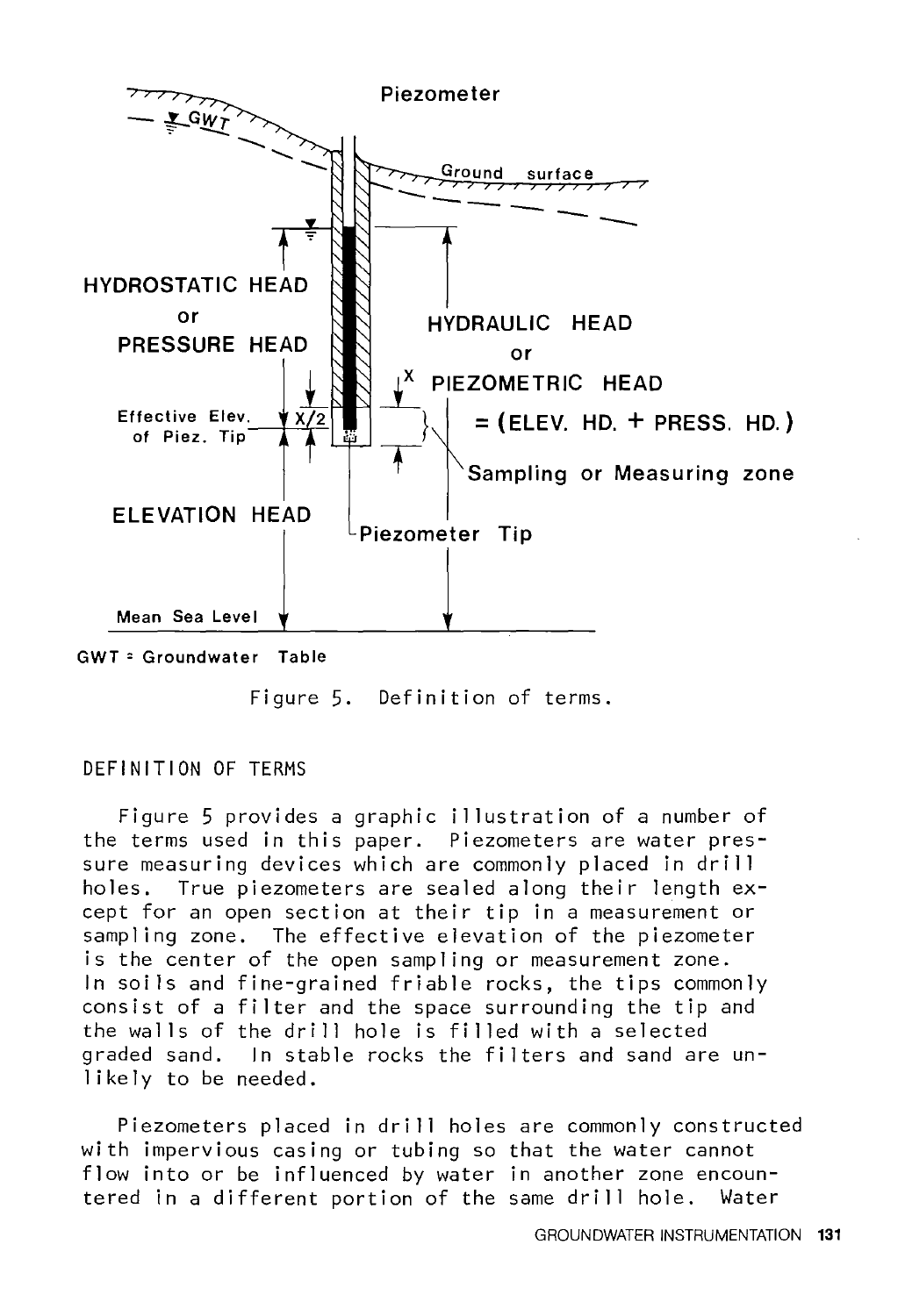Figure 5. Definition of terms.

DEFINITION OF TERMS

Figure 5 provides a graphic illustration of a number of the terms used in this paper. Piezometers are water pressure measuring devices which are commonly placed in drill holes. True piezometers are sealed along their length except for an open section at their tip in a measurement or sampling zone. The effective elevation of the piezometer is the center of the open sampling or measurement zone. In soils and fine-grained friable rocks, the tips commonly consist of a filter and the space surrounding the tip and the walls of the drill hole is filled with a selected graded sand. In stable rocks the filters and sand are unlikely to be needed.

Piezometers placed in drill holes are commonly constructed with impervious casing or tubing so that the water cannot flow into or be influenced by water in another zone encountered in a different portion of the same drill hole. Water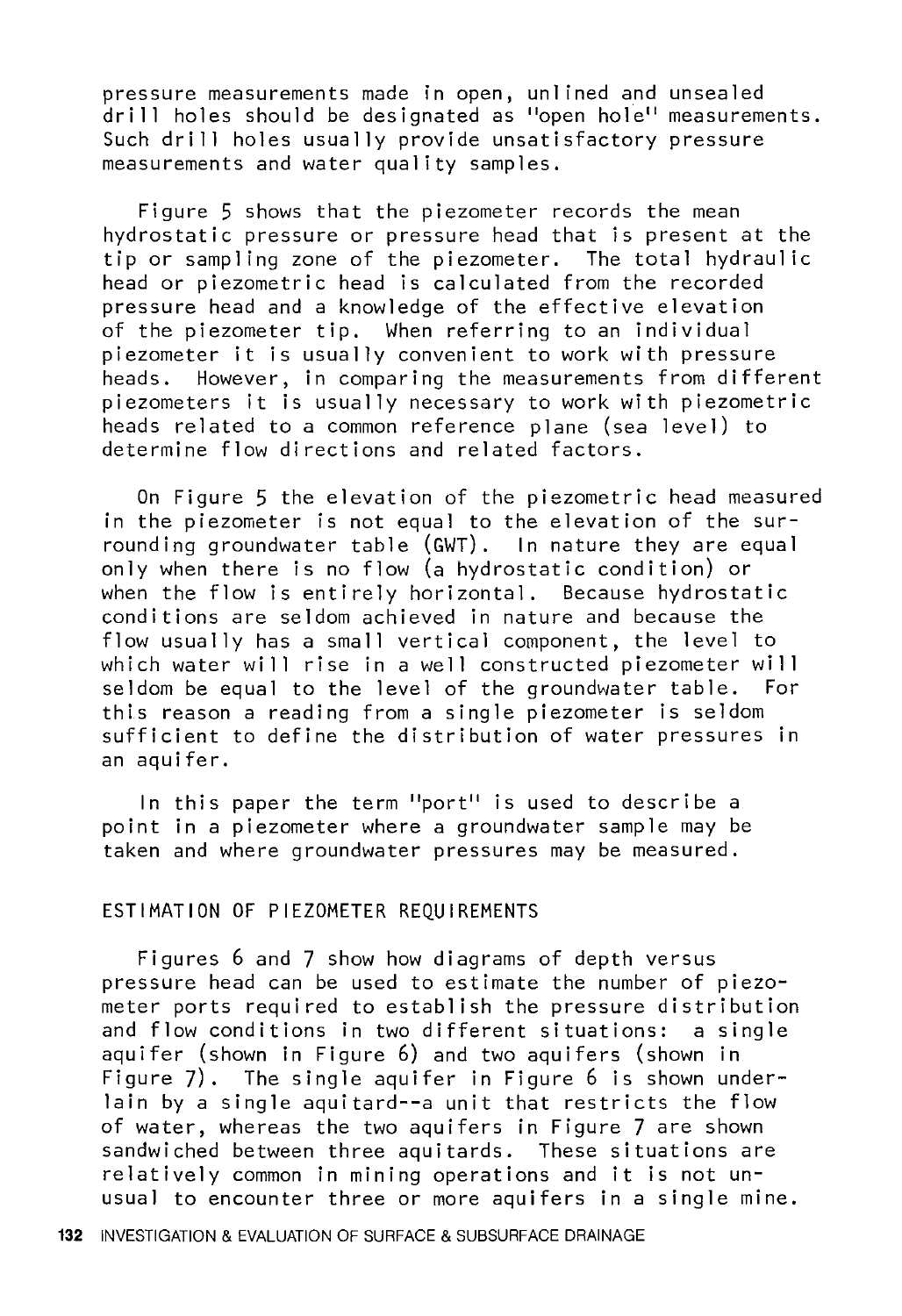pressure measurements made in open, unlined and unsealed drill holes should be designated as "open hole" measurements. Such drill holes usually provide unsatisfactory pressure measurements and water quality samples.

Figure 5 shows that the piezometer records the mean hydrostatic pressure or pressure head that is present at the tip or sampling zone of the piezometer. The total hydraulic head or piezometric head is calculated from the recorded pressure head and a knowledge of the effective elevation of the piezometer tip. When referring to an individual piezometer it is usually convenient to work with pressure heads. However, in comparing the measurements from different piezometers it is usually necessary to work with piezometric heads related to a common reference plane (sea level) to determine flow directions and related factors.

On Figure 5 the elevation of the piezometric head measured in the piezometer is not equal to the elevation of the surrounding groundwater table (GWT). In nature they are equal only when there is no flow (a hydrostatic condition) or when the flow is entirely horizontal. Because hydrostatic conditions are seldom achieved in nature and because the flow usually has a small vertical component, the level to which water will rise in a well constructed piezometer will seldom be equal to the level of the groundwater table. For this reason a reading from a single piezometer is seldom sufficient to define the distribution of water pressures in an aquifer.

In this paper the term "port" is used to describe a point in a piezometer where a groundwater sample may be taken and where groundwater pressures may be measured.

## ESTIMATION OF PIEZOMETER REQUIREMENTS

Figures 6 and 7 show how diagrams of depth versus pressure head can be used to estimate the number of piezometer ports required to establish the pressure distribution and flow conditions in two different situations: a single aquifer (shown in Figure 6) and two aquifers (shown in Figure 7). The single aquifer in Figure 6 is shown underlain by a single aquitard--a unit that restricts the flow of water, whereas the two aquifers in Figure 7 are shown sandwiched between three aquitards. These situations are relatively common in mining operations and it is not unusual to encounter three or more aquifers in a single mine.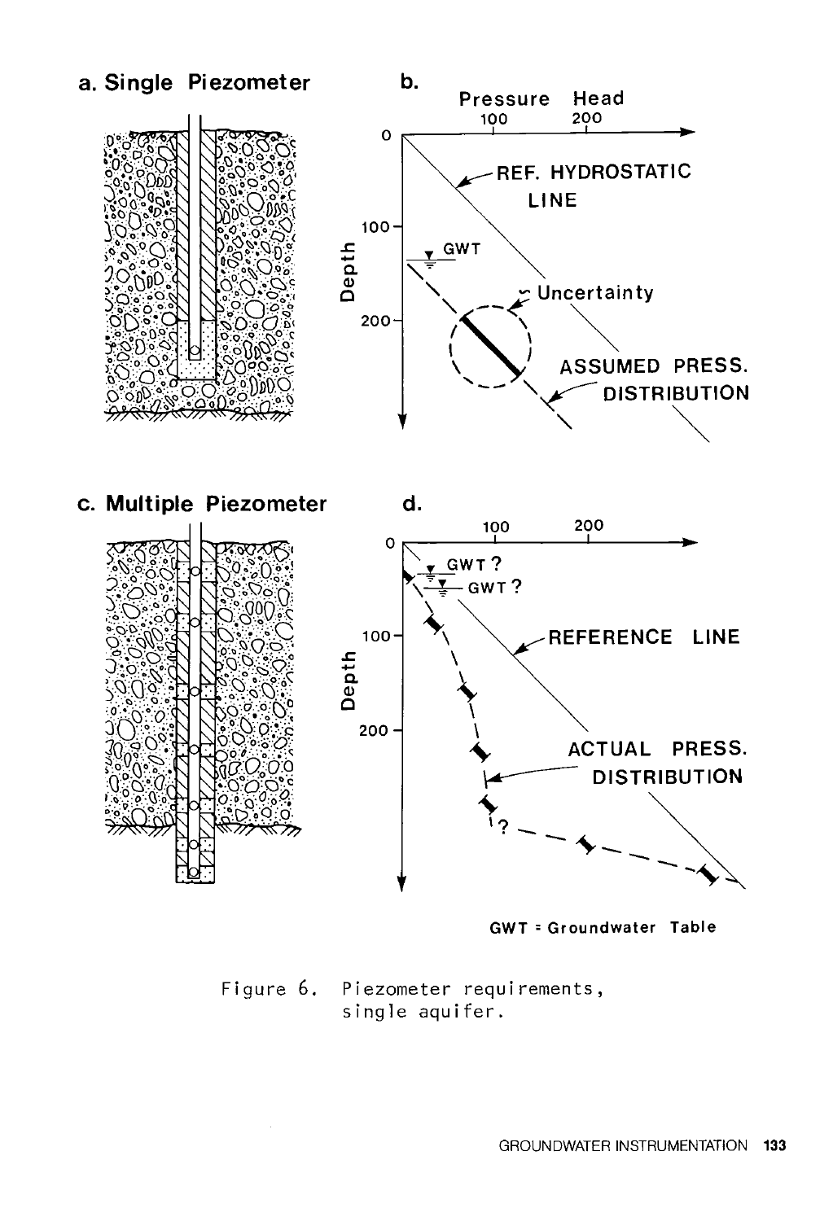Figure 6. Piezometer requirements, single aquifer.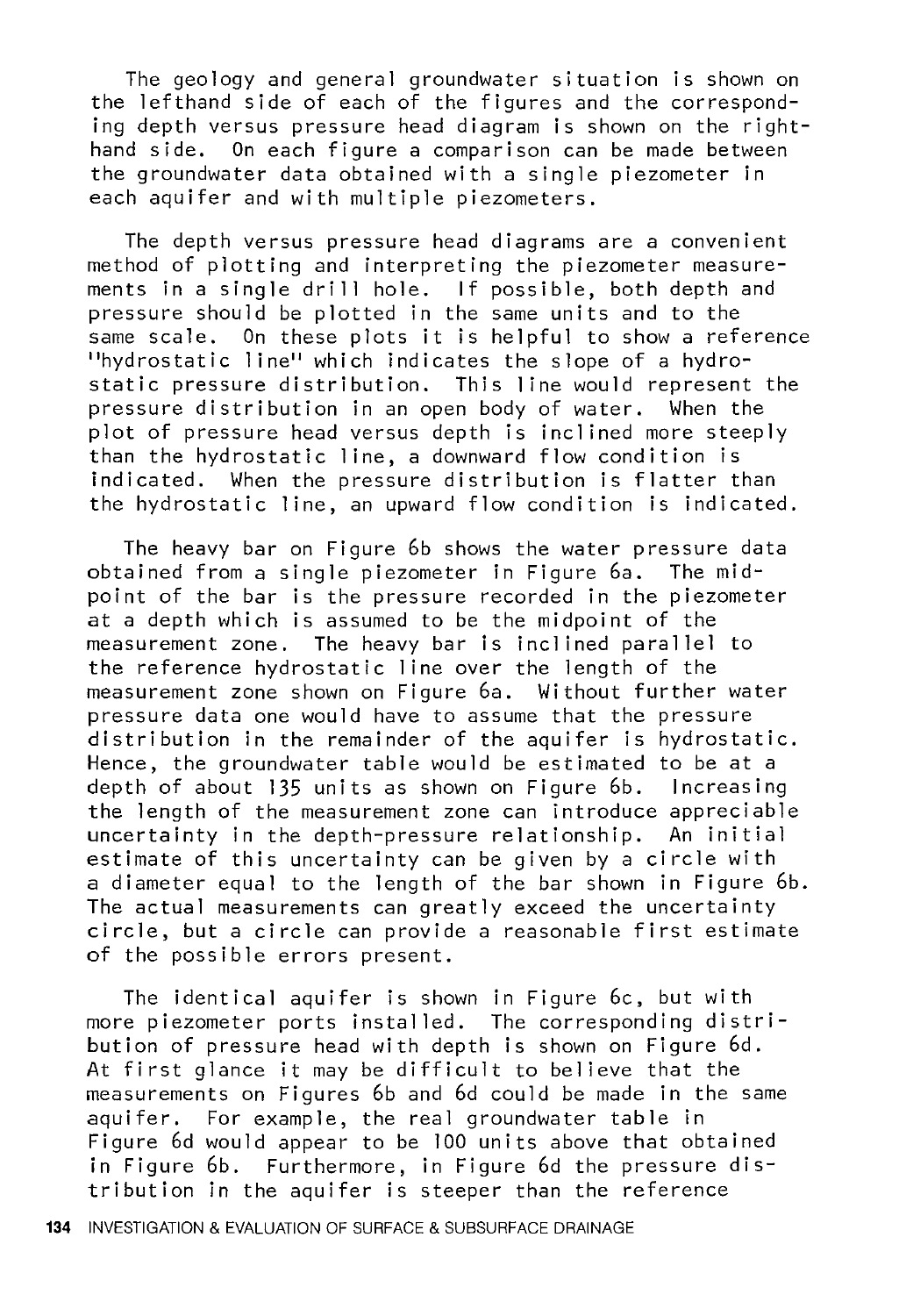The geology and general groundwater situation is shown on the lefthand side of each of the figures and the corresponding depth versus pressure head diagram is shown on the righthand side. On each figure a comparison can be made between the groundwater data obtained with a single piezometer in each aquifer and with multiple piezometers.

The depth versus pressure head diagrams are a convenient method of plotting and interpreting the piezometer measurements in a single drill hole. If possible, both depth and pressure should be plotted in the same units and to the same scale. On these plots it is helpful to show a reference "hydrostatic line" which indicates the slope of a hydrostatic pressure distribution. This line would represent the pressure distribution in an open body of water. When the plot of pressure head versus depth is inclined more steeply than the hydrostatic line, a downward flow condition is indicated. When the pressure distribution is flatter than the hydrostatic line, an upward flow condition is indicated.

The heavy bar on Figure 6b shows the water pressure data obtained from a single piezometer in Figure 6a. The midpoint of the bar is the pressure recorded in the piezometer at a depth which is assumed to be the midpoint of the measurement zone. The heavy bar is inclined parallel to the reference hydrostatic line over the length of the measurement zone shown on Figure 6a. Without further water pressure data one would have to assume that the pressure distribution in the remainder of the aquifer is hydrostatic. Hence, the groundwater table would be estimated to be at a depth of about 135 units as shown on Figure 6b. Increasing the length of the measurement zone can introduce appreciable uncertainty in the depth-pressure relationship. An initial estimate of this uncertainty can be given by a circle with a diameter equal to the length of the bar shown in Figure 6b. The actual measurements can greatly exceed the uncertainty circle, but a circle can provide a reasonable first estimate of the possible errors present.

The identical aquifer is shown in Figure 6c, but with more piezometer ports installed. The corresponding distribution of pressure head with depth is shown on Figure 6d. At first glance it may be difficult to believe that the measurements on Figures 6b and 6d could be made in the same aquifer. For example, the real groundwater table in Figure 6d would appear to be 100 units above that obtained in Figure 6b. Furthermore, in Figure 6d the pressure distribution in the aquifer is steeper than the reference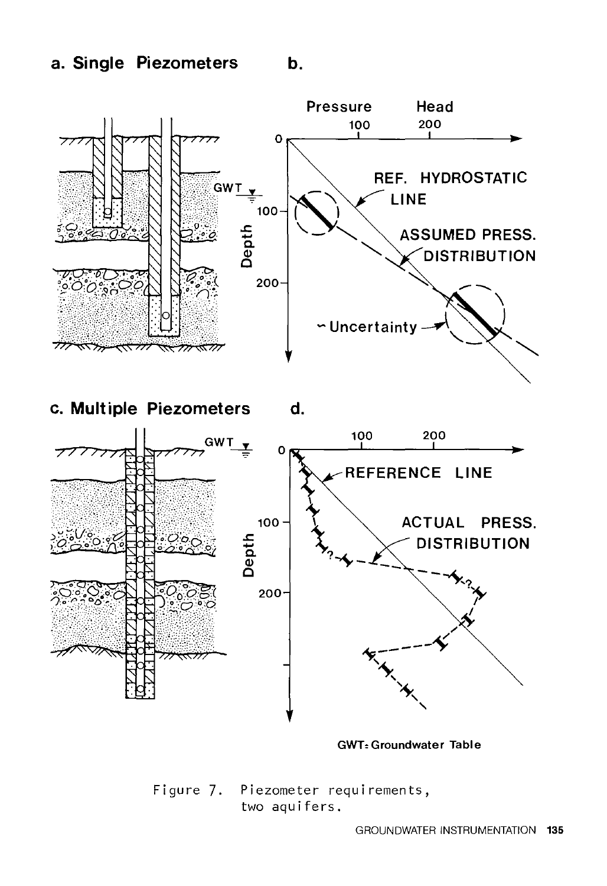Figure 7. Piezometer requirements, two aquifers.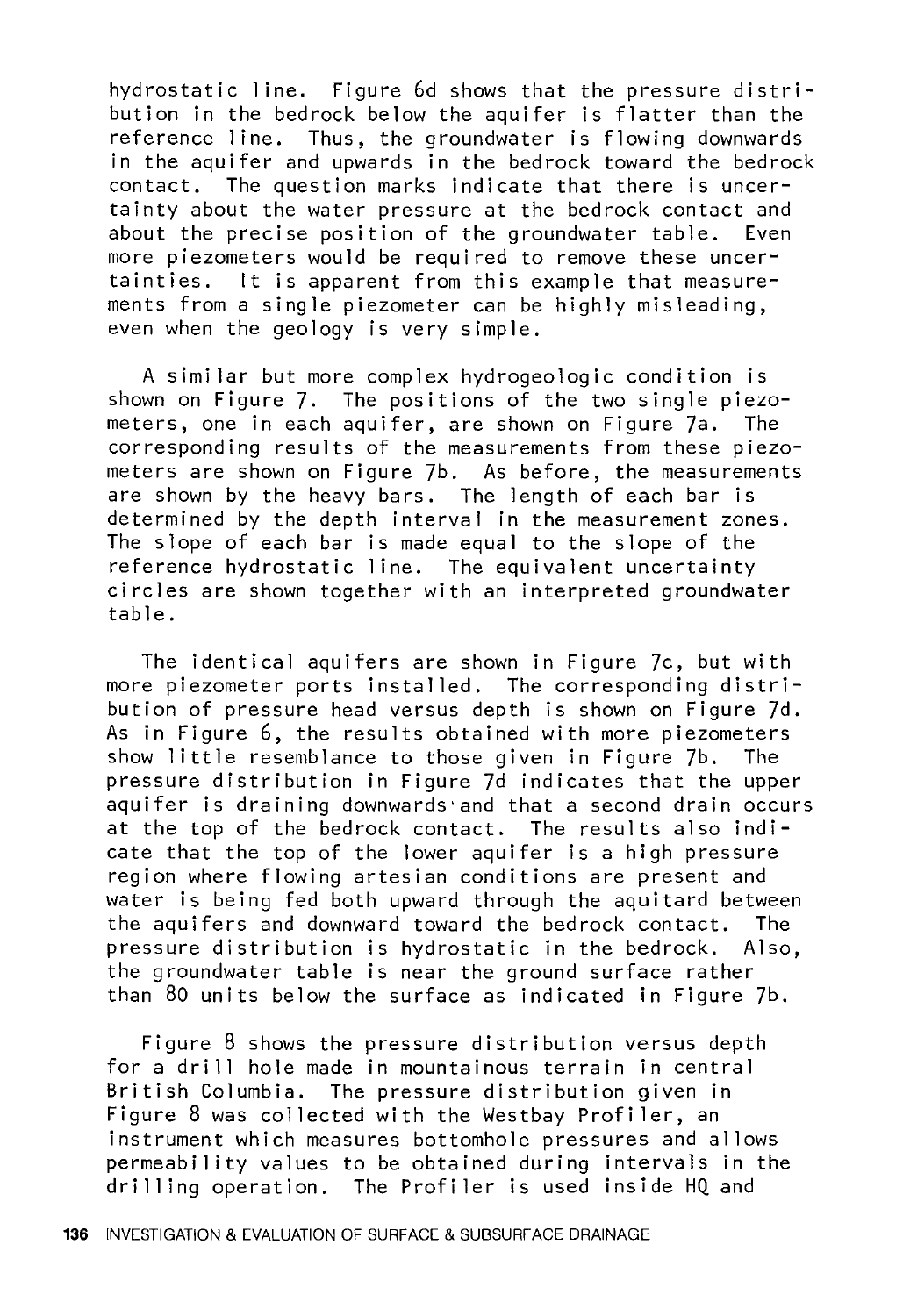hydrostatic line. Figure 6d shows that the pressure distribution in the bedrock below the aquifer is flatter than the reference line. Thus, the groundwater is flowing downwards in the aquifer and upwards in the bedrock toward the bedrock contact. The question marks indicate that there is uncertainty about the water pressure at the bedrock contact and about the precise position of the groundwater table. Even more piezometers would be required to remove these uncertainties. It is apparent from this example that measurements from a single piezometer can be highly misleading, even when the geology is very simple.

A similar but more complex hydrogeologic condition is shown on Figure 7. The positions of the two single piezometers, one in each aquifer, are shown on Figure 7a. The corresponding results of the measurements from these piezometers are shown on Figure 7b. As before, the measurements are shown by the heavy bars. The length of each bar is determined by the depth interval in the measurement zones. The slope of each bar is made equal to the slope of the reference hydrostatic line. The equivalent uncertainty circles are shown together with an interpreted groundwater table.

The identical aquifers are shown in Figure 7c, but with more piezometer ports installed. The corresponding distribution of pressure head versus depth is shown on Figure 7d. As in Figure 6, the results obtained with more piezometers show little resemblance to those given in Figure 7b. The pressure distribution in Figure 7d indicates that the upper aquifer is draining downwards and that a second drain occurs at the top of the bedrock contact. The results also indicate that the top of the lower aquifer is a high pressure region where flowing artesian conditions are present and water is being fed both upward through the aquitard between the aquifers and downward toward the bedrock contact. The pressure distribution is hydrostatic in the bedrock. Also, the groundwater table is near the ground surface rather than 80 units below the surface as indicated in Figure 7b.

Figure 8 shows the pressure distribution versus depth for a drill hole made in mountainous terrain in central British Columbia. The pressure distribution given in Figure 8 was collected with the Westbay Profiler, an instrument which measures bottomhole pressures and allows permeability values to be obtained during intervals in the drilling operation. The Profiler is used inside HQ and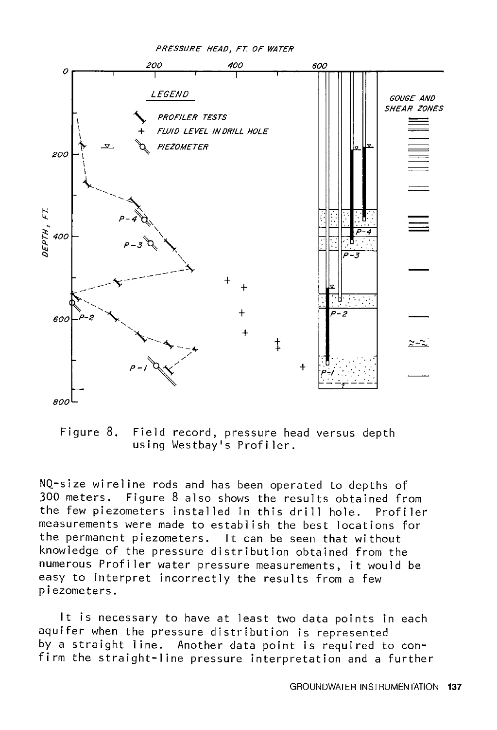Figure 8. Field record, pressure head versus depth using Westbay's Profiler.

NQ-size wireline rods and has been operated to depths of 300 meters. Figure 8 also shows the results obtained from the few piezometers installed in this drill hole. Profiler measurements were made to establish the best locations for the permanent piezometers. It can be seen that without knowledge of the pressure distribution obtained from the numerous Profiler water pressure measurements, it would be easy to interpret incorrectly the results from a few piezometers.

It is necessary to have at least two data points in each aquifer when the pressure distribution is represented by a straight line. Another data point is required to confirm the straight-line pressure interpretation and a further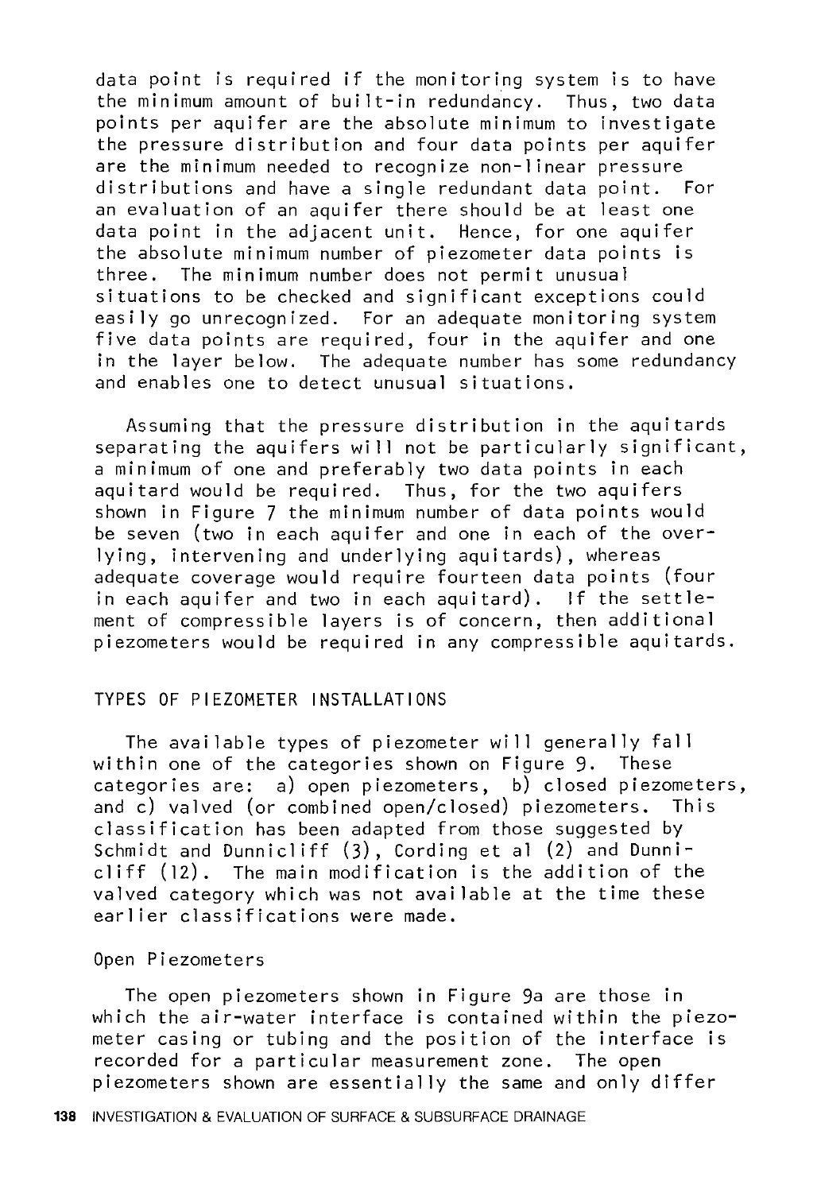data point is required if the monitoring system is to have the minimum amount of built-in redundancy. Thus, two data points per aquifer are the absolute minimum to investigate the pressure distribution and four data points per aquifer are the minimum needed to recognize non-linear pressure distributions and have a single redundant data point. For an evaluation of an aquifer there should be at least one data point in the adjacent unit. Hence, for one aquifer the absolute minimum number of piezometer data points is three. The minimum number does not permit unusual situations to be checked and significant exceptions could easily go unrecognized. For an adequate monitoring system five data points are required, four in the aquifer and one in the layer below. The adequate number has some redundancy and enables one to detect unusual situations.

Assuming that the pressure distribution in the aquitards separating the aquifers will not be particularly significant, a minimum of one and preferably two data points in each aquitard would be required. Thus, for the two aquifers shown in Figure 7 the minimum number of data points would be seven (two in each aquifer and one in each of the overlying, intervening and underlying aquitards), whereas adequate coverage would require fourteen data points (four in each aquifer and two in each aquitard). If the settlement of compressible layers is of concern, then additional piezometers would be required in any compressible aquitards.

## TYPES OF PIEZOMETER INSTALLATIONS

The available types of piezometer will generally fall within one of the categories shown on Figure 9. These categories are: a) open piezometers, b) closed piezometers, and c) valved (or combined open/closed) piezometers. This classification has been adapted from those suggested by Schmidt and Dunnicliff (3), Cording et al (2) and Dunnicliff (12). The main modification is the addition of the valved category which was not available at the time these earlier classifications were made.

### Open Piezometers

The open piezometers shown in Figure 9a are those in which the air-water interface is contained within the piezometer casing or tubing and the position of the interface is recorded for a particular measurement zone. The open piezometers shown are essentially the same and only differ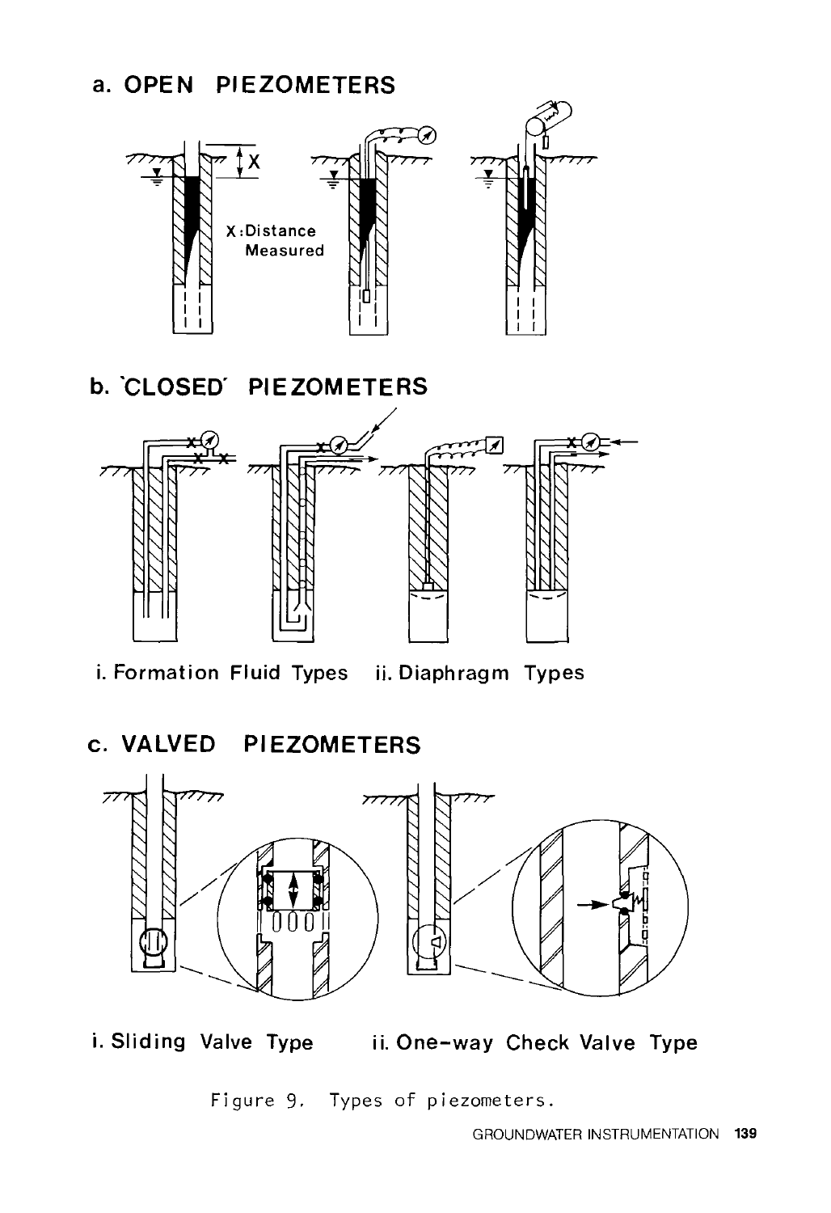a. OPEN PIEZOMETERS

X

X: Distance Measured

b. 'CLOSED' PIEZOMETERS

i. Formation Fluid Types    ii. Diaphragm Types

c. VALVED PIEZOMETERS

i. Sliding Valve Type    ii. One-way Check Valve Type

Figure 9. Types of piezometers.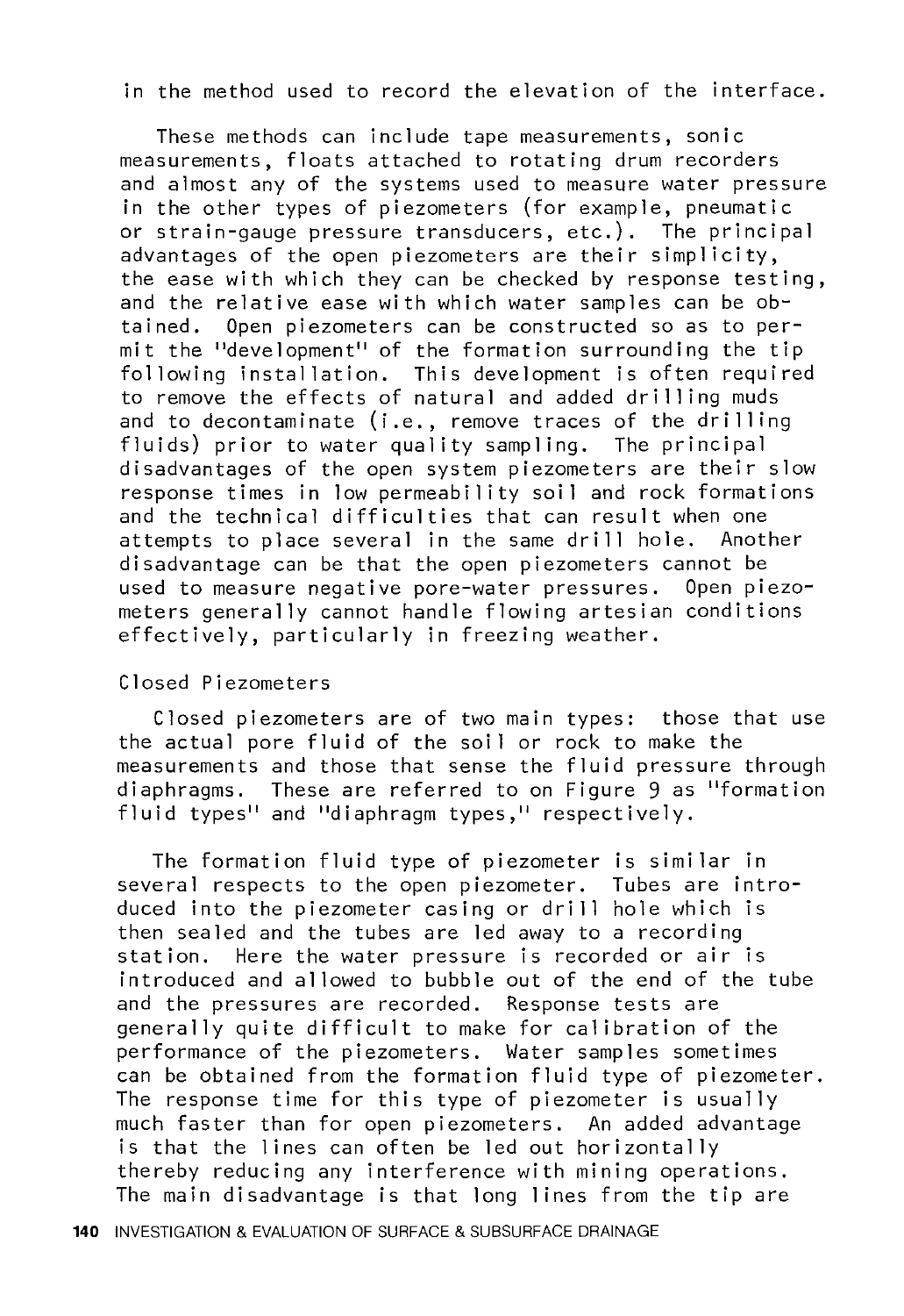in the method used to record the elevation of the interface.

These methods can include tape measurements, sonic measurements, floats attached to rotating drum recorders and almost any of the systems used to measure water pressure in the other types of piezometers (for example, pneumatic or strain-gauge pressure transducers, etc.). The principal advantages of the open piezometers are their simplicity, the ease with which they can be checked by response testing, and the relative ease with which water samples can be obtained. Open piezometers can be constructed so as to permit the "development" of the formation surrounding the tip following installation. This development is often required to remove the effects of natural and added drilling muds and to decontaminate (i.e., remove traces of the drilling fluids) prior to water quality sampling. The principal disadvantages of the open system piezometers are their slow response times in low permeability soil and rock formations and the technical difficulties that can result when one attempts to place several in the same drill hole. Another disadvantage can be that the open piezometers cannot be used to measure negative pore-water pressures. Open piezometers generally cannot handle flowing artesian conditions effectively, particularly in freezing weather.

### Closed Piezometers

Closed piezometers are of two main types: those that use the actual pore fluid of the soil or rock to make the measurements and those that sense the fluid pressure through diaphragms. These are referred to on Figure 9 as "formation fluid types" and "diaphragm types," respectively.

The formation fluid type of piezometer is similar in several respects to the open piezometer. Tubes are introduced into the piezometer casing or drill hole which is then sealed and the tubes are led away to a recording station. Here the water pressure is recorded or air is introduced and allowed to bubble out of the end of the tube and the pressures are recorded. Response tests are generally quite difficult to make for calibration of the performance of the piezometers. Water samples sometimes can be obtained from the formation fluid type of piezometer. The response time for this type of piezometer is usually much faster than for open piezometers. An added advantage is that the lines can often be led out horizontally thereby reducing any interference with mining operations. The main disadvantage is that long lines from the tip are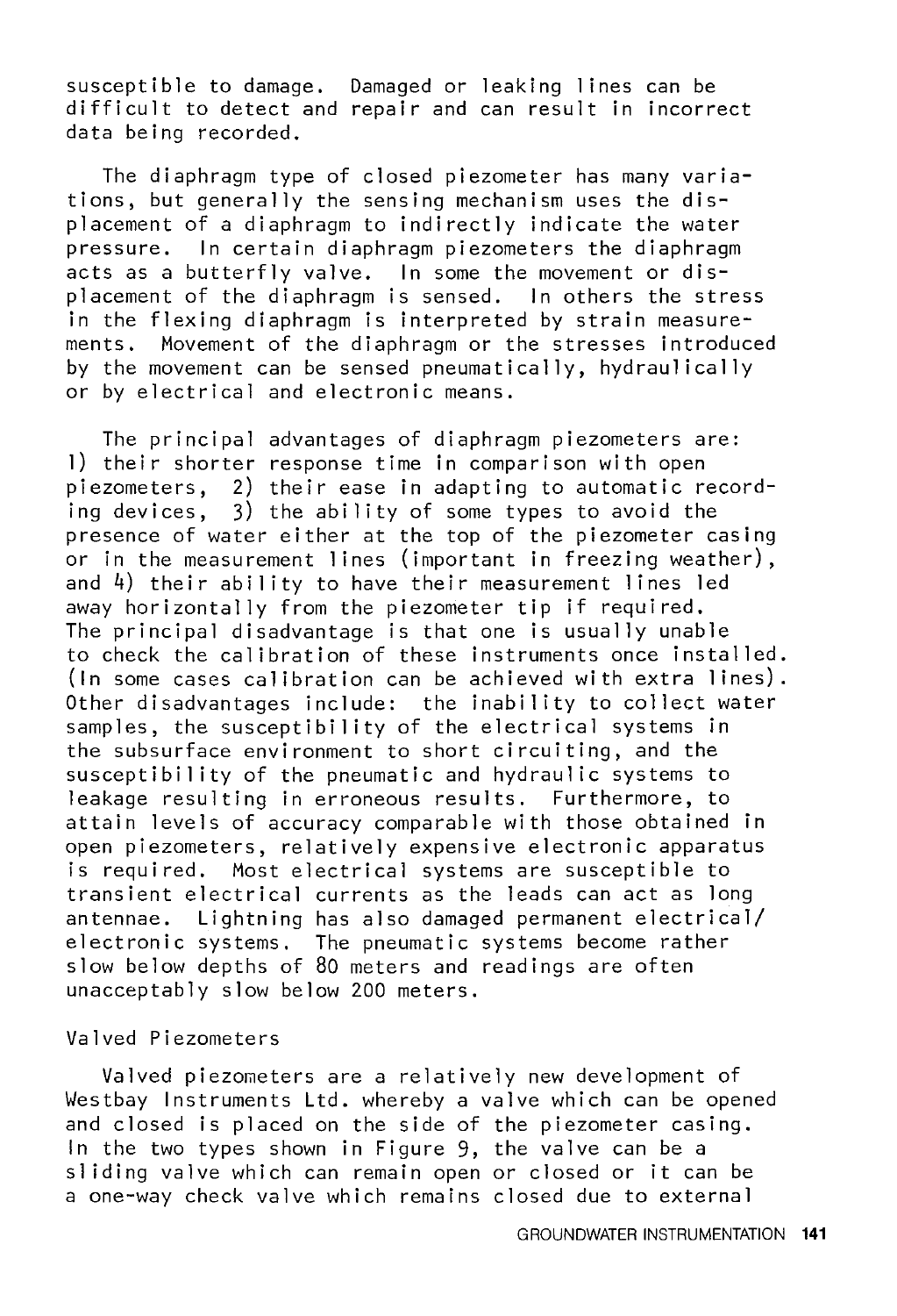susceptible to damage. Damaged or leaking lines can be difficult to detect and repair and can result in incorrect data being recorded.

The diaphragm type of closed piezometer has many variations, but generally the sensing mechanism uses the displacement of a diaphragm to indirectly indicate the water pressure. In certain diaphragm piezometers the diaphragm acts as a butterfly valve. In some the movement or displacement of the diaphragm is sensed. In others the stress in the flexing diaphragm is interpreted by strain measurements. Movement of the diaphragm or the stresses introduced by the movement can be sensed pneumatically, hydraulically or by electrical and electronic means.

The principal advantages of diaphragm piezometers are: 1) their shorter response time in comparison with open piezometers, 2) their ease in adapting to automatic recording devices, 3) the ability of some types to avoid the presence of water either at the top of the piezometer casing or in the measurement lines (important in freezing weather), and 4) their ability to have their measurement lines led away horizontally from the piezometer tip if required. The principal disadvantage is that one is usually unable to check the calibration of these instruments once installed. (In some cases calibration can be achieved with extra lines). Other disadvantages include: the inability to collect water samples, the susceptibility of the electrical systems in the subsurface environment to short circuiting, and the susceptibility of the pneumatic and hydraulic systems to leakage resulting in erroneous results. Furthermore, to attain levels of accuracy comparable with those obtained in open piezometers, relatively expensive electronic apparatus is required. Most electrical systems are susceptible to transient electrical currents as the leads can act as long antennae. Lightning has also damaged permanent electrical/electronic systems. The pneumatic systems become rather slow below depths of 80 meters and readings are often unacceptably slow below 200 meters.

## Valved Piezometers

Valved piezometers are a relatively new development of Westbay Instruments Ltd. whereby a valve which can be opened and closed is placed on the side of the piezometer casing. In the two types shown in Figure 9, the valve can be a sliding valve which can remain open or closed or it can be a one-way check valve which remains closed due to external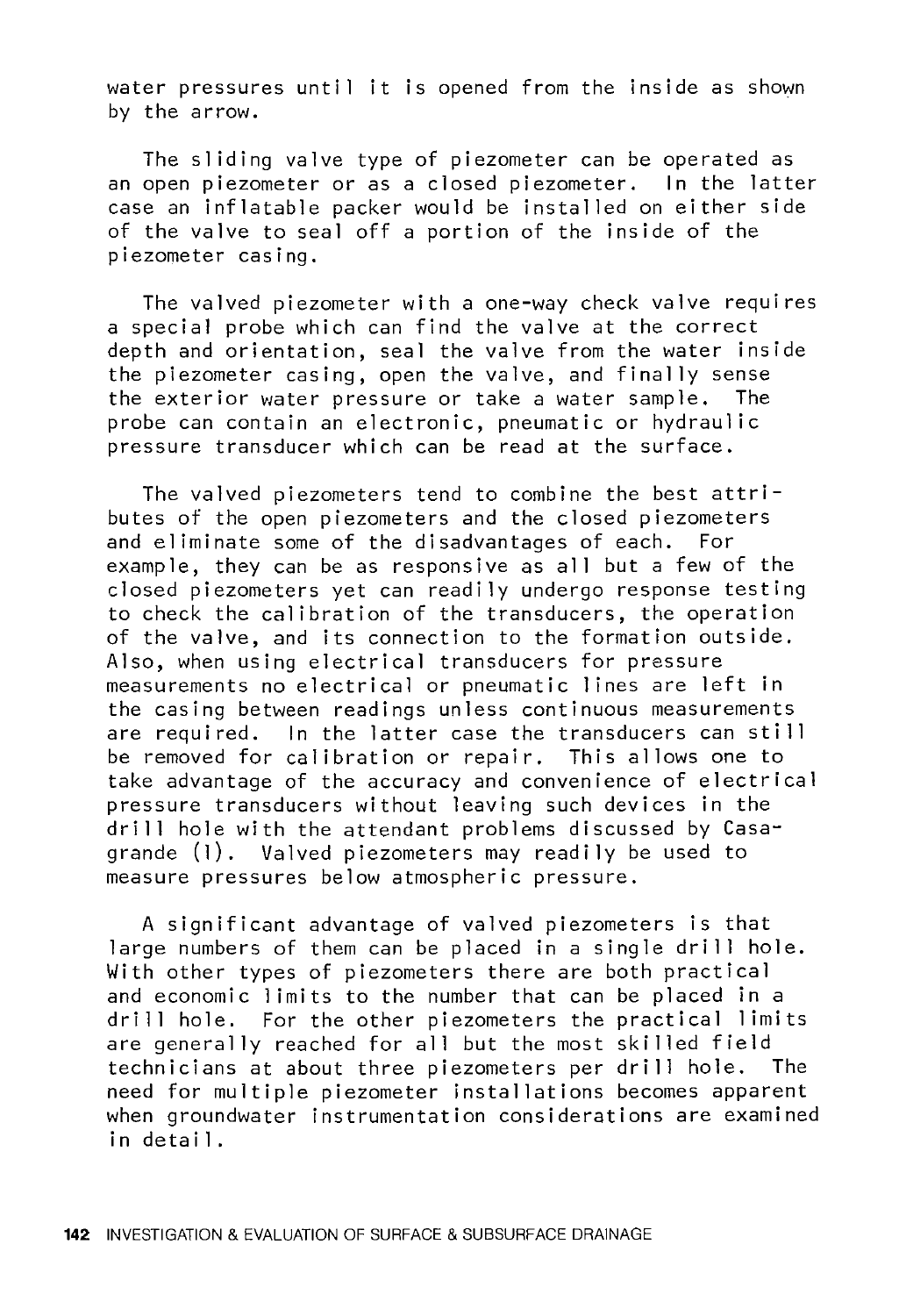water pressures until it is opened from the inside as shown by the arrow.

The sliding valve type of piezometer can be operated as an open piezometer or as a closed piezometer. In the latter case an inflatable packer would be installed on either side of the valve to seal off a portion of the inside of the piezometer casing.

The valved piezometer with a one-way check valve requires a special probe which can find the valve at the correct depth and orientation, seal the valve from the water inside the piezometer casing, open the valve, and finally sense the exterior water pressure or take a water sample. The probe can contain an electronic, pneumatic or hydraulic pressure transducer which can be read at the surface.

The valved piezometers tend to combine the best attributes of the open piezometers and the closed piezometers and eliminate some of the disadvantages of each. For example, they can be as responsive as all but a few of the closed piezometers yet can readily undergo response testing to check the calibration of the transducers, the operation of the valve, and its connection to the formation outside. Also, when using electrical transducers for pressure measurements no electrical or pneumatic lines are left in the casing between readings unless continuous measurements are required. In the latter case the transducers can still be removed for calibration or repair. This allows one to take advantage of the accuracy and convenience of electrical pressure transducers without leaving such devices in the drill hole with the attendant problems discussed by Casagrande (1). Valved piezometers may readily be used to measure pressures below atmospheric pressure.

A significant advantage of valved piezometers is that large numbers of them can be placed in a single drill hole. With other types of piezometers there are both practical and economic limits to the number that can be placed in a drill hole. For the other piezometers the practical limits are generally reached for all but the most skilled field technicians at about three piezometers per drill hole. The need for multiple piezometer installations becomes apparent when groundwater instrumentation considerations are examined in detail.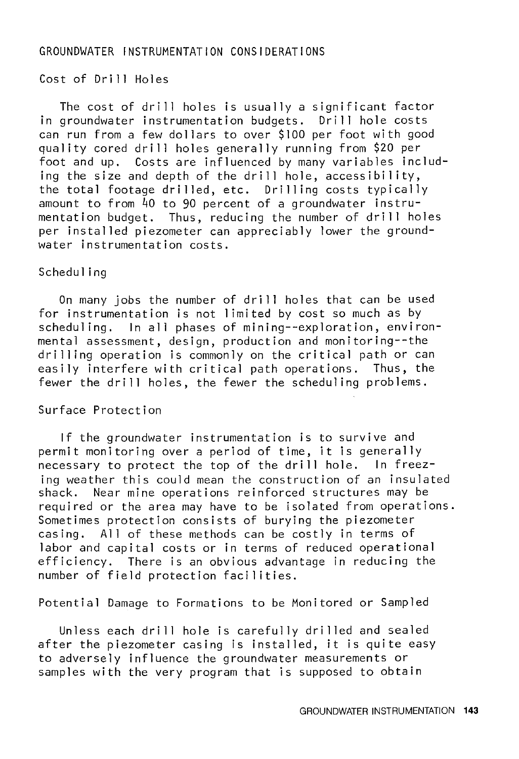## GROUNDWATER INSTRUMENTATION CONSIDERATIONS

### Cost of Drill Holes

The cost of drill holes is usually a significant factor in groundwater instrumentation budgets. Drill hole costs can run from a few dollars to over $100 per foot with good quality cored drill holes generally running from $20 per foot and up. Costs are influenced by many variables including the size and depth of the drill hole, accessibility, the total footage drilled, etc. Drilling costs typically amount to from 40 to 90 percent of a groundwater instrumentation budget. Thus, reducing the number of drill holes per installed piezometer can appreciably lower the groundwater instrumentation costs.

### Scheduling

On many jobs the number of drill holes that can be used for instrumentation is not limited by cost so much as by scheduling. In all phases of mining--exploration, environmental assessment, design, production and monitoring--the drilling operation is commonly on the critical path or can easily interfere with critical path operations. Thus, the fewer the drill holes, the fewer the scheduling problems.

### Surface Protection

If the groundwater instrumentation is to survive and permit monitoring over a period of time, it is generally necessary to protect the top of the drill hole. In freezing weather this could mean the construction of an insulated shack. Near mine operations reinforced structures may be required or the area may have to be isolated from operations. Sometimes protection consists of burying the piezometer casing. All of these methods can be costly in terms of labor and capital costs or in terms of reduced operational efficiency. There is an obvious advantage in reducing the number of field protection facilities.

### Potential Damage to Formations to be Monitored or Sampled

Unless each drill hole is carefully drilled and sealed after the piezometer casing is installed, it is quite easy to adversely influence the groundwater measurements or samples with the very program that is supposed to obtain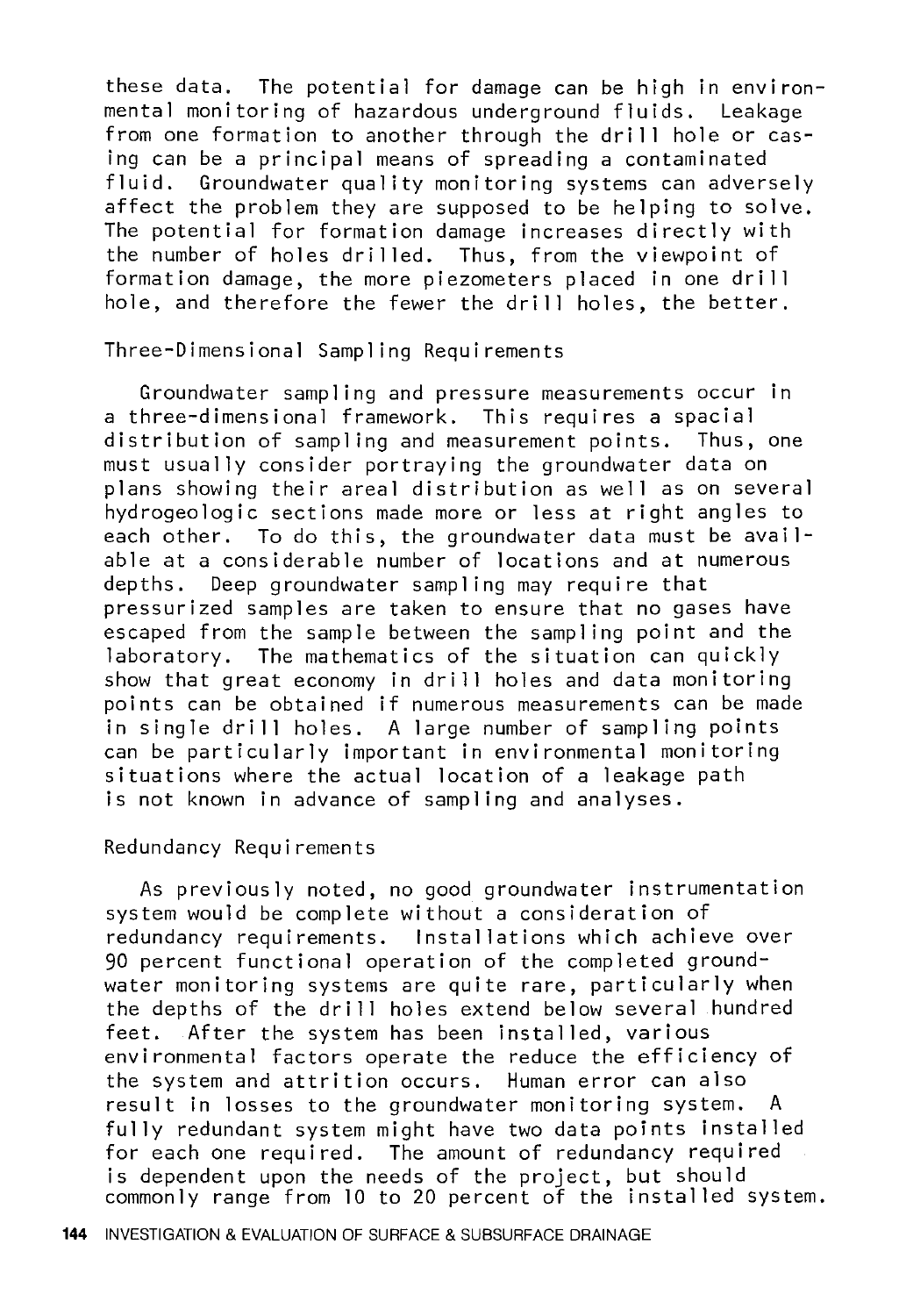these data. The potential for damage can be high in environmental monitoring of hazardous underground fluids. Leakage from one formation to another through the drill hole or casing can be a principal means of spreading a contaminated fluid. Groundwater quality monitoring systems can adversely affect the problem they are supposed to be helping to solve. The potential for formation damage increases directly with the number of holes drilled. Thus, from the viewpoint of formation damage, the more piezometers placed in one drill hole, and therefore the fewer the drill holes, the better.

## Three-Dimensional Sampling Requirements

Groundwater sampling and pressure measurements occur in a three-dimensional framework. This requires a spacial distribution of sampling and measurement points. Thus, one must usually consider portraying the groundwater data on plans showing their areal distribution as well as on several hydrogeologic sections made more or less at right angles to each other. To do this, the groundwater data must be available at a considerable number of locations and at numerous depths. Deep groundwater sampling may require that pressurized samples are taken to ensure that no gases have escaped from the sample between the sampling point and the laboratory. The mathematics of the situation can quickly show that great economy in drill holes and data monitoring points can be obtained if numerous measurements can be made in single drill holes. A large number of sampling points can be particularly important in environmental monitoring situations where the actual location of a leakage path is not known in advance of sampling and analyses.

## Redundancy Requirements

As previously noted, no good groundwater instrumentation system would be complete without a consideration of redundancy requirements. Installations which achieve over 90 percent functional operation of the completed groundwater monitoring systems are quite rare, particularly when the depths of the drill holes extend below several hundred feet. After the system has been installed, various environmental factors operate the reduce the efficiency of the system and attrition occurs. Human error can also result in losses to the groundwater monitoring system. A fully redundant system might have two data points installed for each one required. The amount of redundancy required is dependent upon the needs of the project, but should commonly range from 10 to 20 percent of the installed system.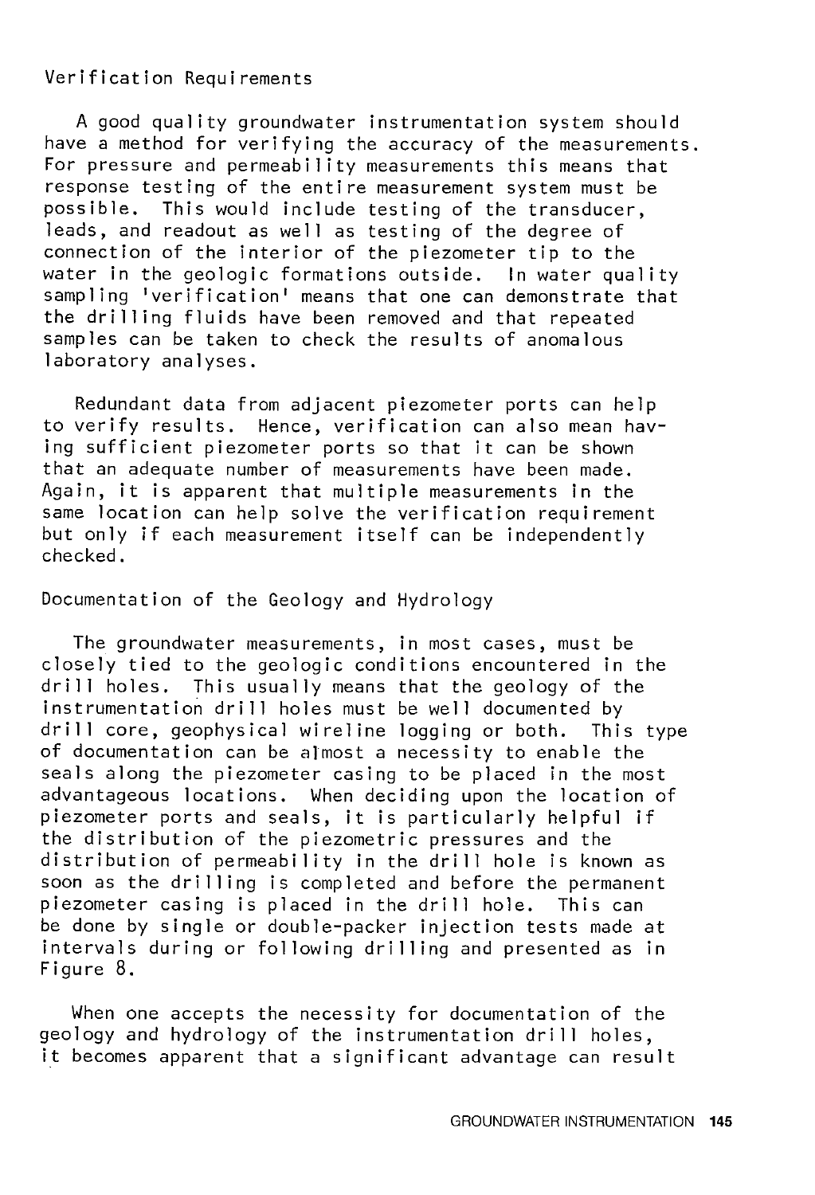## Verification Requirements

A good quality groundwater instrumentation system should have a method for verifying the accuracy of the measurements. For pressure and permeability measurements this means that response testing of the entire measurement system must be possible. This would include testing of the transducer, leads, and readout as well as testing of the degree of connection of the interior of the piezometer tip to the water in the geologic formations outside. In water quality sampling 'verification' means that one can demonstrate that the drilling fluids have been removed and that repeated samples can be taken to check the results of anomalous laboratory analyses.

Redundant data from adjacent piezometer ports can help to verify results. Hence, verification can also mean having sufficient piezometer ports so that it can be shown that an adequate number of measurements have been made. Again, it is apparent that multiple measurements in the same location can help solve the verification requirement but only if each measurement itself can be independently checked.

## Documentation of the Geology and Hydrology

The groundwater measurements, in most cases, must be closely tied to the geologic conditions encountered in the drill holes. This usually means that the geology of the instrumentation drill holes must be well documented by drill core, geophysical wireline logging or both. This type of documentation can be almost a necessity to enable the seals along the piezometer casing to be placed in the most advantageous locations. When deciding upon the location of piezometer ports and seals, it is particularly helpful if the distribution of the piezometric pressures and the distribution of permeability in the drill hole is known as soon as the drilling is completed and before the permanent piezometer casing is placed in the drill hole. This can be done by single or double-packer injection tests made at intervals during or following drilling and presented as in Figure 8.

When one accepts the necessity for documentation of the geology and hydrology of the instrumentation drill holes, it becomes apparent that a significant advantage can result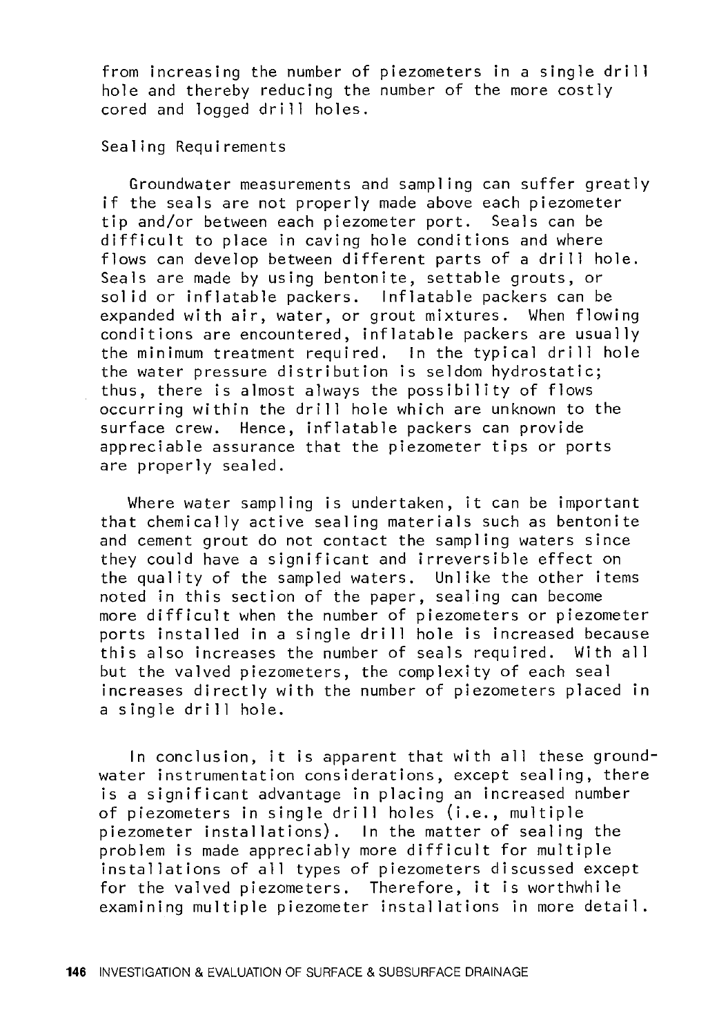from increasing the number of piezometers in a single drill hole and thereby reducing the number of the more costly cored and logged drill holes.

### Sealing Requirements

Groundwater measurements and sampling can suffer greatly if the seals are not properly made above each piezometer tip and/or between each piezometer port. Seals can be difficult to place in caving hole conditions and where flows can develop between different parts of a drill hole. Seals are made by using bentonite, settable grouts, or solid or inflatable packers. Inflatable packers can be expanded with air, water, or grout mixtures. When flowing conditions are encountered, inflatable packers are usually the minimum treatment required. In the typical drill hole the water pressure distribution is seldom hydrostatic; thus, there is almost always the possibility of flows occurring within the drill hole which are unknown to the surface crew. Hence, inflatable packers can provide appreciable assurance that the piezometer tips or ports are properly sealed.

Where water sampling is undertaken, it can be important that chemically active sealing materials such as bentonite and cement grout do not contact the sampling waters since they could have a significant and irreversible effect on the quality of the sampled waters. Unlike the other items noted in this section of the paper, sealing can become more difficult when the number of piezometers or piezometer ports installed in a single drill hole is increased because this also increases the number of seals required. With all but the valved piezometers, the complexity of each seal increases directly with the number of piezometers placed in a single drill hole.

In conclusion, it is apparent that with all these groundwater instrumentation considerations, except sealing, there is a significant advantage in placing an increased number of piezometers in single drill holes (i.e., multiple piezometer installations). In the matter of sealing the problem is made appreciably more difficult for multiple installations of all types of piezometers discussed except for the valved piezometers. Therefore, it is worthwhile examining multiple piezometer installations in more detail.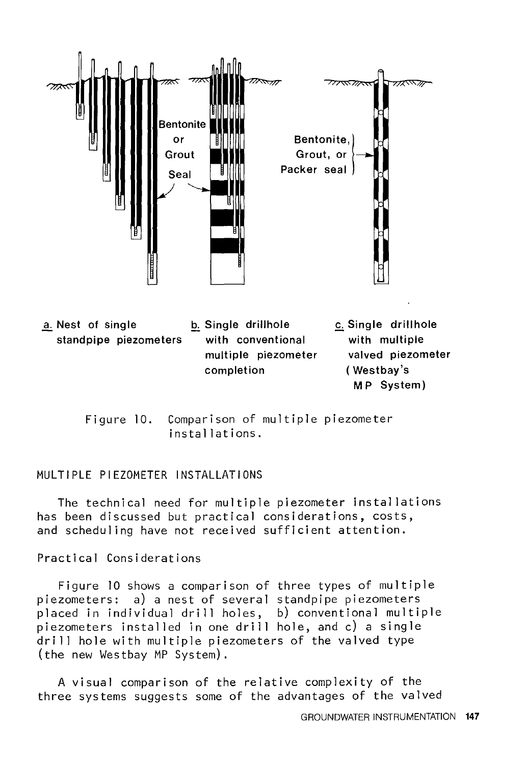Bentonite or Grout Seal

Bentonite, Grout, or Packer seal

a. Nest of single standpipe piezometers

b. Single drillhole with conventional multiple piezometer completion

c. Single drillhole with multiple valved piezometer (Westbay's MP System)

Figure 10. Comparison of multiple piezometer installations.

## MULTIPLE PIEZOMETER INSTALLATIONS

The technical need for multiple piezometer installations has been discussed but practical considerations, costs, and scheduling have not received sufficient attention.

### Practical Considerations

Figure 10 shows a comparison of three types of multiple piezometers: a) a nest of several standpipe piezometers placed in individual drill holes, b) conventional multiple piezometers installed in one drill hole, and c) a single drill hole with multiple piezometers of the valved type (the new Westbay MP System).

A visual comparison of the relative complexity of the three systems suggests some of the advantages of the valved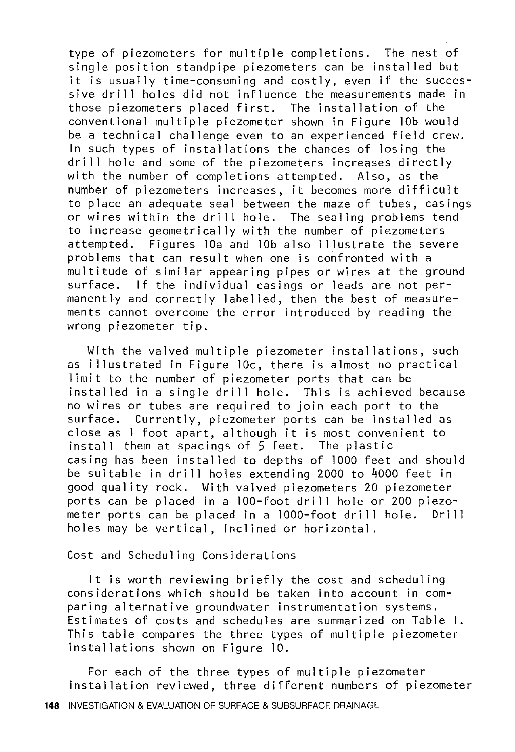type of piezometers for multiple completions. The nest of single position standpipe piezometers can be installed but it is usually time-consuming and costly, even if the successive drill holes did not influence the measurements made in those piezometers placed first. The installation of the conventional multiple piezometer shown in Figure 10b would be a technical challenge even to an experienced field crew. In such types of installations the chances of losing the drill hole and some of the piezometers increases directly with the number of completions attempted. Also, as the number of piezometers increases, it becomes more difficult to place an adequate seal between the maze of tubes, casings or wires within the drill hole. The sealing problems tend to increase geometrically with the number of piezometers attempted. Figures 10a and 10b also illustrate the severe problems that can result when one is confronted with a multitude of similar appearing pipes or wires at the ground surface. If the individual casings or leads are not permanently and correctly labelled, then the best of measurements cannot overcome the error introduced by reading the wrong piezometer tip.

With the valved multiple piezometer installations, such as illustrated in Figure 10c, there is almost no practical limit to the number of piezometer ports that can be installed in a single drill hole. This is achieved because no wires or tubes are required to join each port to the surface. Currently, piezometer ports can be installed as close as 1 foot apart, although it is most convenient to install them at spacings of 5 feet. The plastic casing has been installed to depths of 1000 feet and should be suitable in drill holes extending 2000 to 4000 feet in good quality rock. With valved piezometers 20 piezometer ports can be placed in a 100-foot drill hole or 200 piezometer ports can be placed in a 1000-foot drill hole. Drill holes may be vertical, inclined or horizontal.

## Cost and Scheduling Considerations

It is worth reviewing briefly the cost and scheduling considerations which should be taken into account in comparing alternative groundwater instrumentation systems. Estimates of costs and schedules are summarized on Table I. This table compares the three types of multiple piezometer installations shown on Figure 10.

For each of the three types of multiple piezometer installation reviewed, three different numbers of piezometer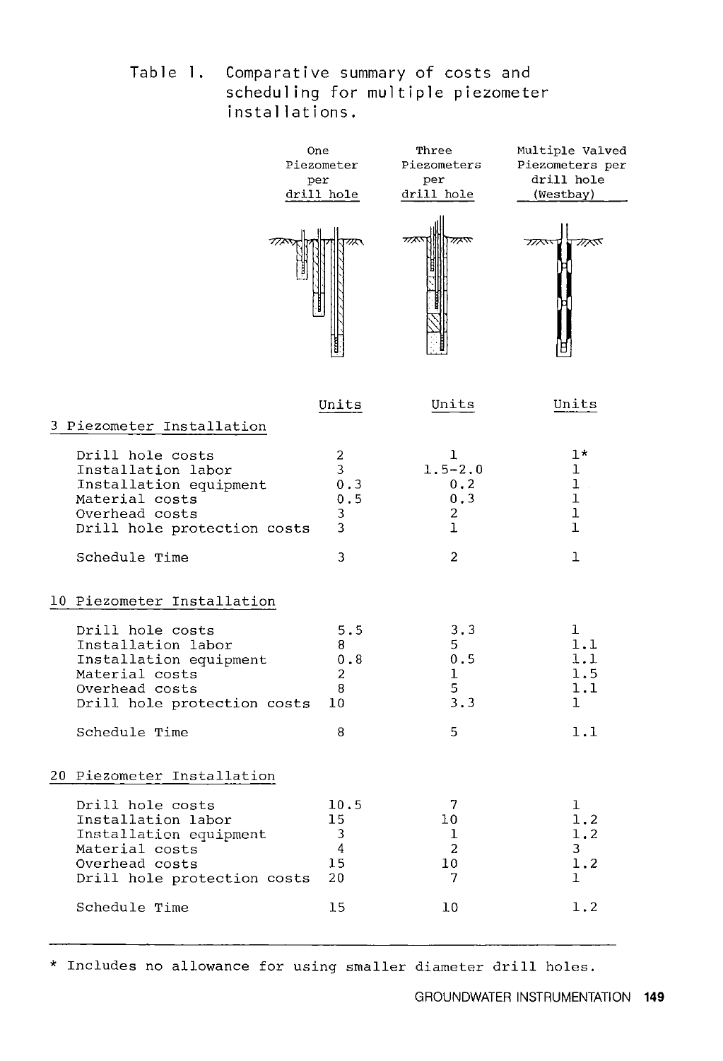Table 1. Comparative summary of costs and scheduling for multiple piezometer installations.

| | One Piezometer per drill hole | Three Piezometers per drill hole | Multiple Valved Piezometers per drill hole (Westbay) |
|---|---|---|---|
| | Units | Units | Units |
| **3 Piezometer Installation** | | | |
| Drill hole costs | 2 | 1 | 1* |
| Installation labor | 3 | 1.5-2.0 | 1 |
| Installation equipment | 0.3 | 0.2 | 1 |
| Material costs | 0.5 | 0.3 | 1 |
| Overhead costs | 3 | 2 | 1 |
| Drill hole protection costs | 3 | 1 | 1 |
| Schedule Time | 3 | 2 | 1 |
| **10 Piezometer Installation** | | | |
| Drill hole costs | 5.5 | 3.3 | 1 |
| Installation labor | 8 | 5 | 1.1 |
| Installation equipment | 0.8 | 0.5 | 1.1 |
| Material costs | 2 | 1 | 1.5 |
| Overhead costs | 8 | 5 | 1.1 |
| Drill hole protection costs | 10 | 3.3 | 1 |
| Schedule Time | 8 | 5 | 1.1 |
| **20 Piezometer Installation** | | | |
| Drill hole costs | 10.5 | 7 | 1 |
| Installation labor | 15 | 10 | 1.2 |
| Installation equipment | 3 | 1 | 1.2 |
| Material costs | 4 | 2 | 3 |
| Overhead costs | 15 | 10 | 1.2 |
| Drill hole protection costs | 20 | 7 | 1 |
| Schedule Time | 15 | 10 | 1.2 |

* Includes no allowance for using smaller diameter drill holes.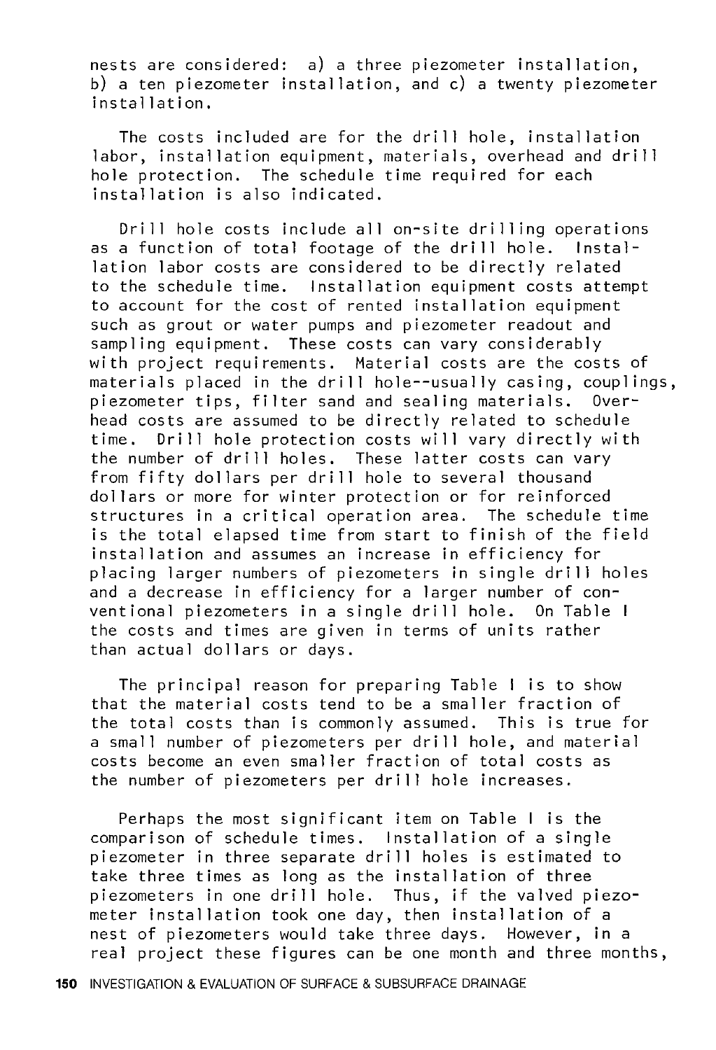nests are considered: a) a three piezometer installation, b) a ten piezometer installation, and c) a twenty piezometer installation.

The costs included are for the drill hole, installation labor, installation equipment, materials, overhead and drill hole protection. The schedule time required for each installation is also indicated.

Drill hole costs include all on-site drilling operations as a function of total footage of the drill hole. Installation labor costs are considered to be directly related to the schedule time. Installation equipment costs attempt to account for the cost of rented installation equipment such as grout or water pumps and piezometer readout and sampling equipment. These costs can vary considerably with project requirements. Material costs are the costs of materials placed in the drill hole--usually casing, couplings, piezometer tips, filter sand and sealing materials. Overhead costs are assumed to be directly related to schedule time. Drill hole protection costs will vary directly with the number of drill holes. These latter costs can vary from fifty dollars per drill hole to several thousand dollars or more for winter protection or for reinforced structures in a critical operation area. The schedule time is the total elapsed time from start to finish of the field installation and assumes an increase in efficiency for placing larger numbers of piezometers in single drill holes and a decrease in efficiency for a larger number of conventional piezometers in a single drill hole. On Table I the costs and times are given in terms of units rather than actual dollars or days.

The principal reason for preparing Table I is to show that the material costs tend to be a smaller fraction of the total costs than is commonly assumed. This is true for a small number of piezometers per drill hole, and material costs become an even smaller fraction of total costs as the number of piezometers per drill hole increases.

Perhaps the most significant item on Table I is the comparison of schedule times. Installation of a single piezometer in three separate drill holes is estimated to take three times as long as the installation of three piezometers in one drill hole. Thus, if the valved piezometer installation took one day, then installation of a nest of piezometers would take three days. However, in a real project these figures can be one month and three months,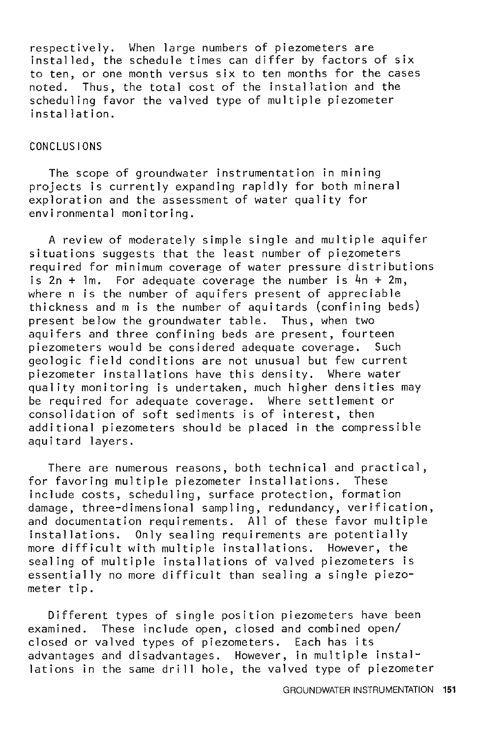respectively. When large numbers of piezometers are installed, the schedule times can differ by factors of six to ten, or one month versus six to ten months for the cases noted. Thus, the total cost of the installation and the scheduling favor the valved type of multiple piezometer installation.

## CONCLUSIONS

The scope of groundwater instrumentation in mining projects is currently expanding rapidly for both mineral exploration and the assessment of water quality for environmental monitoring.

A review of moderately simple single and multiple aquifer situations suggests that the least number of piezometers required for minimum coverage of water pressure distributions is $2n + 1m$. For adequate coverage the number is $4n + 2m$, where $n$ is the number of aquifers present of appreciable thickness and $m$ is the number of aquitards (confining beds) present below the groundwater table. Thus, when two aquifers and three confining beds are present, fourteen piezometers would be considered adequate coverage. Such geologic field conditions are not unusual but few current piezometer installations have this density. Where water quality monitoring is undertaken, much higher densities may be required for adequate coverage. Where settlement or consolidation of soft sediments is of interest, then additional piezometers should be placed in the compressible aquitard layers.

There are numerous reasons, both technical and practical, for favoring multiple piezometer installations. These include costs, scheduling, surface protection, formation damage, three-dimensional sampling, redundancy, verification, and documentation requirements. All of these favor multiple installations. Only sealing requirements are potentially more difficult with multiple installations. However, the sealing of multiple installations of valved piezometers is essentially no more difficult than sealing a single piezometer tip.

Different types of single position piezometers have been examined. These include open, closed and combined open/closed or valved types of piezometers. Each has its advantages and disadvantages. However, in multiple installations in the same drill hole, the valved type of piezometer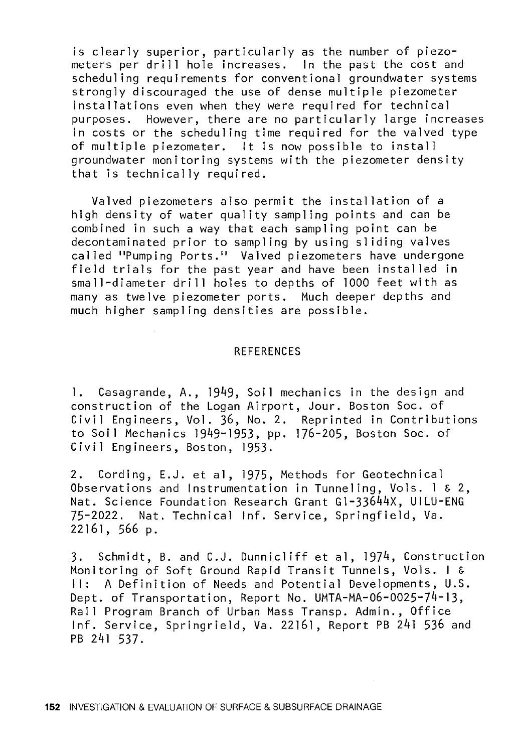is clearly superior, particularly as the number of piezometers per drill hole increases. In the past the cost and scheduling requirements for conventional groundwater systems strongly discouraged the use of dense multiple piezometer installations even when they were required for technical purposes. However, there are no particularly large increases in costs or the scheduling time required for the valved type of multiple piezometer. It is now possible to install groundwater monitoring systems with the piezometer density that is technically required.

Valved piezometers also permit the installation of a high density of water quality sampling points and can be combined in such a way that each sampling point can be decontaminated prior to sampling by using sliding valves called "Pumping Ports." Valved piezometers have undergone field trials for the past year and have been installed in small-diameter drill holes to depths of 1000 feet with as many as twelve piezometer ports. Much deeper depths and much higher sampling densities are possible.

## REFERENCES

1. Casagrande, A., 1949, Soil mechanics in the design and construction of the Logan Airport, Jour. Boston Soc. of Civil Engineers, Vol. 36, No. 2. Reprinted in Contributions to Soil Mechanics 1949-1953, pp. 176-205, Boston Soc. of Civil Engineers, Boston, 1953.

2. Cording, E.J. et al, 1975, Methods for Geotechnical Observations and Instrumentation in Tunneling, Vols. 1 & 2, Nat. Science Foundation Research Grant GI-33644X, UILU-ENG 75-2022. Nat. Technical Inf. Service, Springfield, Va. 22161, 566 p.

3. Schmidt, B. and C.J. Dunnicliff et al, 1974, Construction Monitoring of Soft Ground Rapid Transit Tunnels, Vols. I & II: A Definition of Needs and Potential Developments, U.S. Dept. of Transportation, Report No. UMTA-MA-06-0025-74-13, Rail Program Branch of Urban Mass Transp. Admin., Office Inf. Service, Springrield, Va. 22161, Report PB 241 536 and PB 241 537.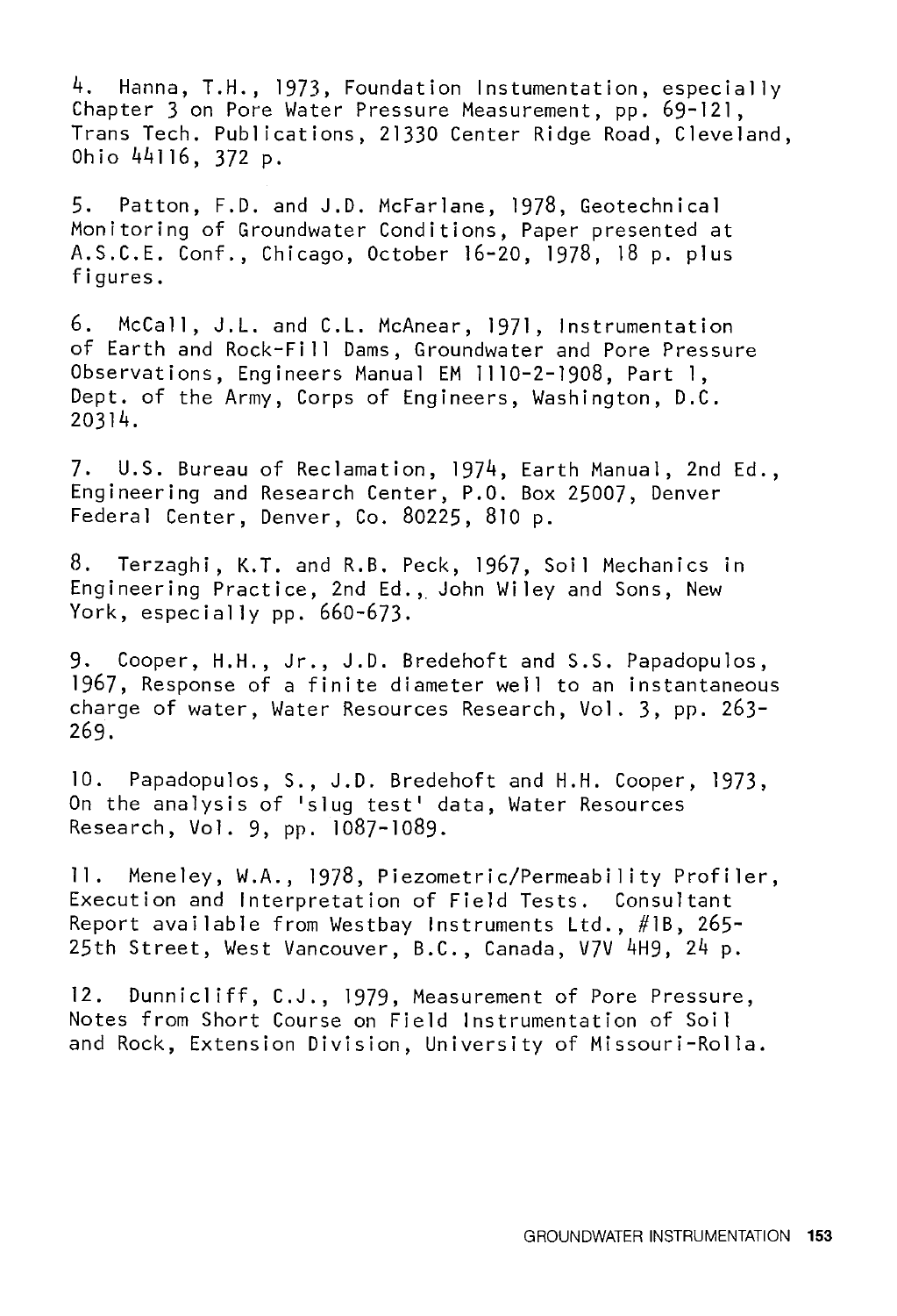4. Hanna, T.H., 1973, Foundation Instumentation, especially Chapter 3 on Pore Water Pressure Measurement, pp. 69-121, Trans Tech. Publications, 21330 Center Ridge Road, Cleveland, Ohio 44116, 372 p.

5. Patton, F.D. and J.D. McFarlane, 1978, Geotechnical Monitoring of Groundwater Conditions, Paper presented at A.S.C.E. Conf., Chicago, October 16-20, 1978, 18 p. plus figures.

6. McCall, J.L. and C.L. McAnear, 1971, Instrumentation of Earth and Rock-Fill Dams, Groundwater and Pore Pressure Observations, Engineers Manual EM 1110-2-1908, Part 1, Dept. of the Army, Corps of Engineers, Washington, D.C. 20314.

7. U.S. Bureau of Reclamation, 1974, Earth Manual, 2nd Ed., Engineering and Research Center, P.O. Box 25007, Denver Federal Center, Denver, Co. 80225, 810 p.

8. Terzaghi, K.T. and R.B. Peck, 1967, Soil Mechanics in Engineering Practice, 2nd Ed., John Wiley and Sons, New York, especially pp. 660-673.

9. Cooper, H.H., Jr., J.D. Bredehoft and S.S. Papadopulos, 1967, Response of a finite diameter well to an instantaneous charge of water, Water Resources Research, Vol. 3, pp. 263-269.

10. Papadopulos, S., J.D. Bredehoft and H.H. Cooper, 1973, On the analysis of 'slug test' data, Water Resources Research, Vol. 9, pp. 1087-1089.

11. Meneley, W.A., 1978, Piezometric/Permeability Profiler, Execution and Interpretation of Field Tests. Consultant Report available from Westbay Instruments Ltd., #1B, 265-25th Street, West Vancouver, B.C., Canada, V7V 4H9, 24 p.

12. Dunnicliff, C.J., 1979, Measurement of Pore Pressure, Notes from Short Course on Field Instrumentation of Soil and Rock, Extension Division, University of Missouri-Rolla.